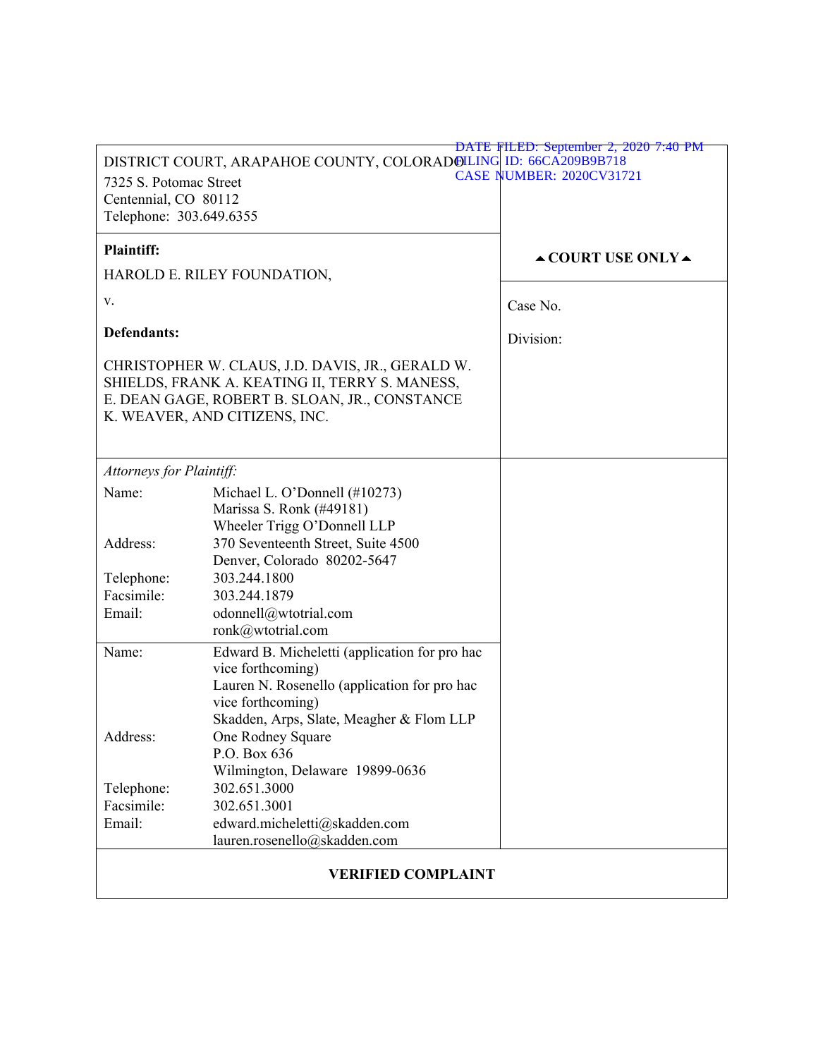DATE FILED: September 2, 2020 7:40 PM
FILING ID: 66CA209B9B718
CASE NUMBER: 2020CV31721

| | |
|---|---|
| DISTRICT COURT, ARAPAHOE COUNTY, COLORADO<br>7325 S. Potomac Street<br>Centennial, CO 80112<br>Telephone: 303.649.6355 | |
| **Plaintiff:**<br>HAROLD E. RILEY FOUNDATION,<br>v.<br>**Defendants:**<br>CHRISTOPHER W. CLAUS, J.D. DAVIS, JR., GERALD W. SHIELDS, FRANK A. KEATING II, TERRY S. MANESS, E. DEAN GAGE, ROBERT B. SLOAN, JR., CONSTANCE K. WEAVER, AND CITIZENS, INC. | ▲ **COURT USE ONLY** ▲<br><br>Case No.<br><br>Division: |
| *Attorneys for Plaintiff:*<br>Name: Michael L. O'Donnell (#10273)<br>Marissa S. Ronk (#49181)<br>Wheeler Trigg O'Donnell LLP<br>Address: 370 Seventeenth Street, Suite 4500<br>Denver, Colorado 80202-5647<br>Telephone: 303.244.1800<br>Facsimile: 303.244.1879<br>Email: odonnell@wtotrial.com<br>ronk@wtotrial.com | |
| Name: Edward B. Micheletti (application for pro hac vice forthcoming)<br>Lauren N. Rosenello (application for pro hac vice forthcoming)<br>Skadden, Arps, Slate, Meagher & Flom LLP<br>Address: One Rodney Square<br>P.O. Box 636<br>Wilmington, Delaware 19899-0636<br>Telephone: 302.651.3000<br>Facsimile: 302.651.3001<br>Email: edward.micheletti@skadden.com<br>lauren.rosenello@skadden.com | |

**VERIFIED COMPLAINT**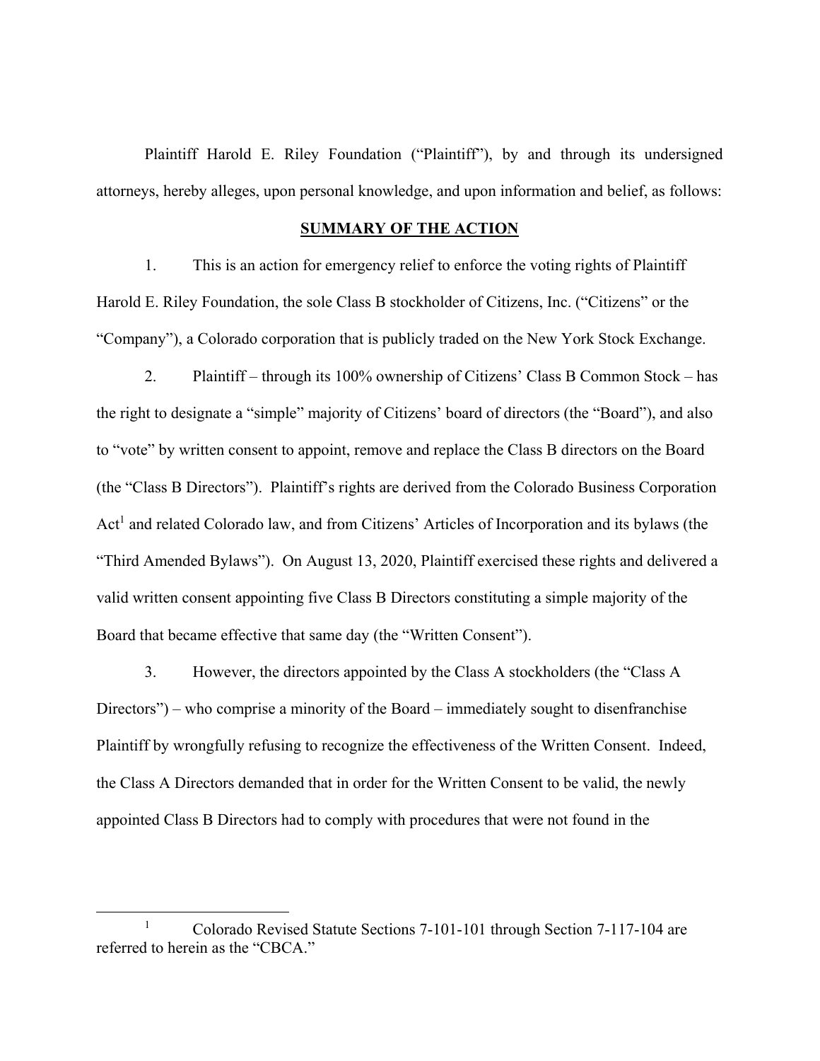Plaintiff Harold E. Riley Foundation ("Plaintiff"), by and through its undersigned attorneys, hereby alleges, upon personal knowledge, and upon information and belief, as follows:

## SUMMARY OF THE ACTION

1. This is an action for emergency relief to enforce the voting rights of Plaintiff Harold E. Riley Foundation, the sole Class B stockholder of Citizens, Inc. ("Citizens" or the "Company"), a Colorado corporation that is publicly traded on the New York Stock Exchange.

2. Plaintiff – through its 100% ownership of Citizens' Class B Common Stock – has the right to designate a "simple" majority of Citizens' board of directors (the "Board"), and also to "vote" by written consent to appoint, remove and replace the Class B directors on the Board (the "Class B Directors"). Plaintiff's rights are derived from the Colorado Business Corporation Act[1] and related Colorado law, and from Citizens' Articles of Incorporation and its bylaws (the "Third Amended Bylaws"). On August 13, 2020, Plaintiff exercised these rights and delivered a valid written consent appointing five Class B Directors constituting a simple majority of the Board that became effective that same day (the "Written Consent").

3. However, the directors appointed by the Class A stockholders (the "Class A Directors") – who comprise a minority of the Board – immediately sought to disenfranchise Plaintiff by wrongfully refusing to recognize the effectiveness of the Written Consent. Indeed, the Class A Directors demanded that in order for the Written Consent to be valid, the newly appointed Class B Directors had to comply with procedures that were not found in the

[1] Colorado Revised Statute Sections 7-101-101 through Section 7-117-104 are referred to herein as the "CBCA."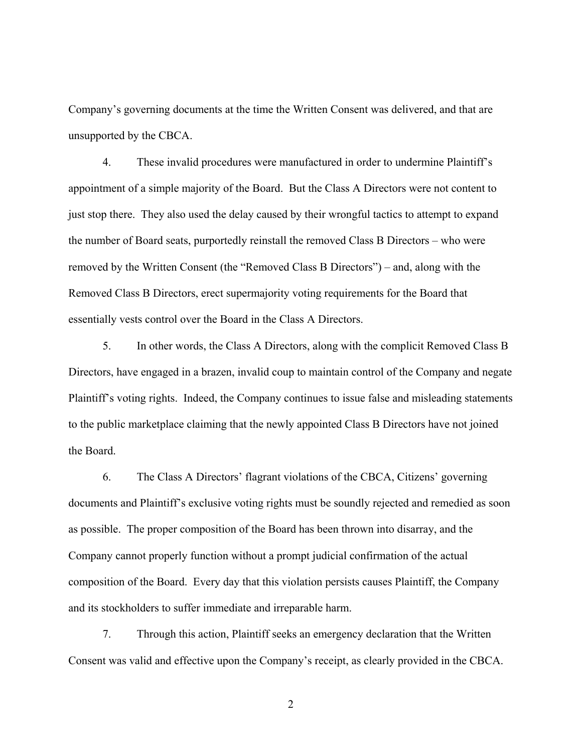Company's governing documents at the time the Written Consent was delivered, and that are unsupported by the CBCA.

4. These invalid procedures were manufactured in order to undermine Plaintiff's appointment of a simple majority of the Board. But the Class A Directors were not content to just stop there. They also used the delay caused by their wrongful tactics to attempt to expand the number of Board seats, purportedly reinstall the removed Class B Directors – who were removed by the Written Consent (the "Removed Class B Directors") – and, along with the Removed Class B Directors, erect supermajority voting requirements for the Board that essentially vests control over the Board in the Class A Directors.

5. In other words, the Class A Directors, along with the complicit Removed Class B Directors, have engaged in a brazen, invalid coup to maintain control of the Company and negate Plaintiff's voting rights. Indeed, the Company continues to issue false and misleading statements to the public marketplace claiming that the newly appointed Class B Directors have not joined the Board.

6. The Class A Directors' flagrant violations of the CBCA, Citizens' governing documents and Plaintiff's exclusive voting rights must be soundly rejected and remedied as soon as possible. The proper composition of the Board has been thrown into disarray, and the Company cannot properly function without a prompt judicial confirmation of the actual composition of the Board. Every day that this violation persists causes Plaintiff, the Company and its stockholders to suffer immediate and irreparable harm.

7. Through this action, Plaintiff seeks an emergency declaration that the Written Consent was valid and effective upon the Company's receipt, as clearly provided in the CBCA.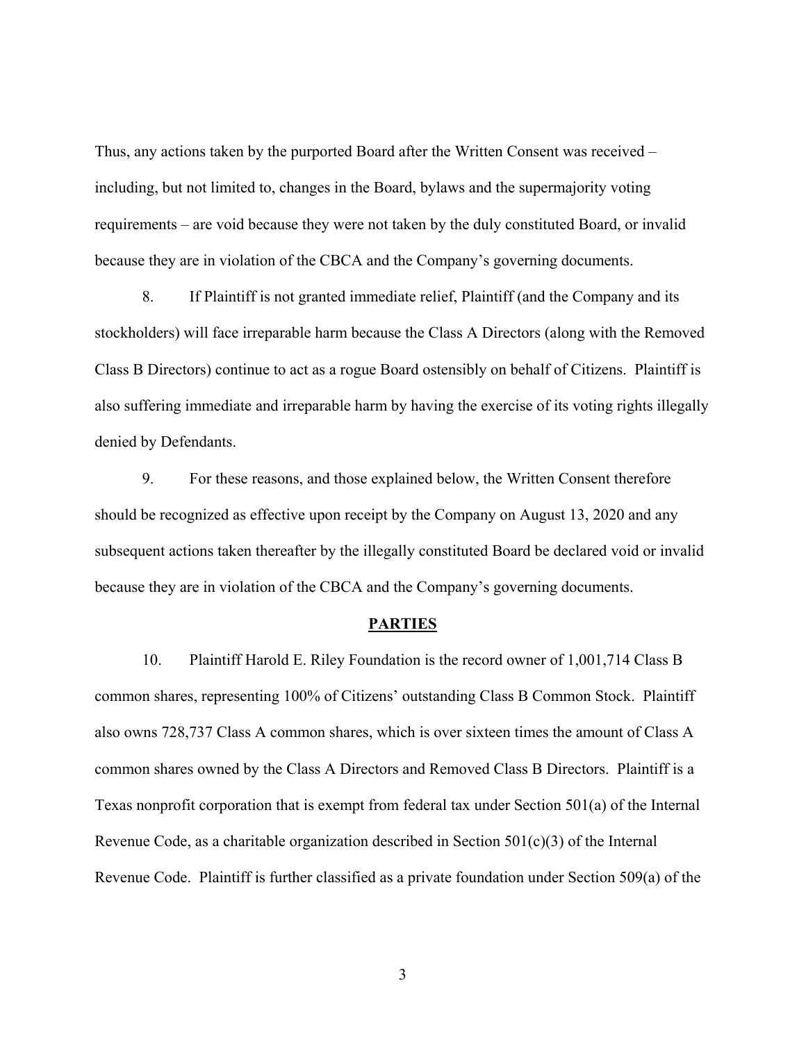Thus, any actions taken by the purported Board after the Written Consent was received – including, but not limited to, changes in the Board, bylaws and the supermajority voting requirements – are void because they were not taken by the duly constituted Board, or invalid because they are in violation of the CBCA and the Company's governing documents.

8. If Plaintiff is not granted immediate relief, Plaintiff (and the Company and its stockholders) will face irreparable harm because the Class A Directors (along with the Removed Class B Directors) continue to act as a rogue Board ostensibly on behalf of Citizens. Plaintiff is also suffering immediate and irreparable harm by having the exercise of its voting rights illegally denied by Defendants.

9. For these reasons, and those explained below, the Written Consent therefore should be recognized as effective upon receipt by the Company on August 13, 2020 and any subsequent actions taken thereafter by the illegally constituted Board be declared void or invalid because they are in violation of the CBCA and the Company's governing documents.

## PARTIES

10. Plaintiff Harold E. Riley Foundation is the record owner of 1,001,714 Class B common shares, representing 100% of Citizens' outstanding Class B Common Stock. Plaintiff also owns 728,737 Class A common shares, which is over sixteen times the amount of Class A common shares owned by the Class A Directors and Removed Class B Directors. Plaintiff is a Texas nonprofit corporation that is exempt from federal tax under Section 501(a) of the Internal Revenue Code, as a charitable organization described in Section 501(c)(3) of the Internal Revenue Code. Plaintiff is further classified as a private foundation under Section 509(a) of the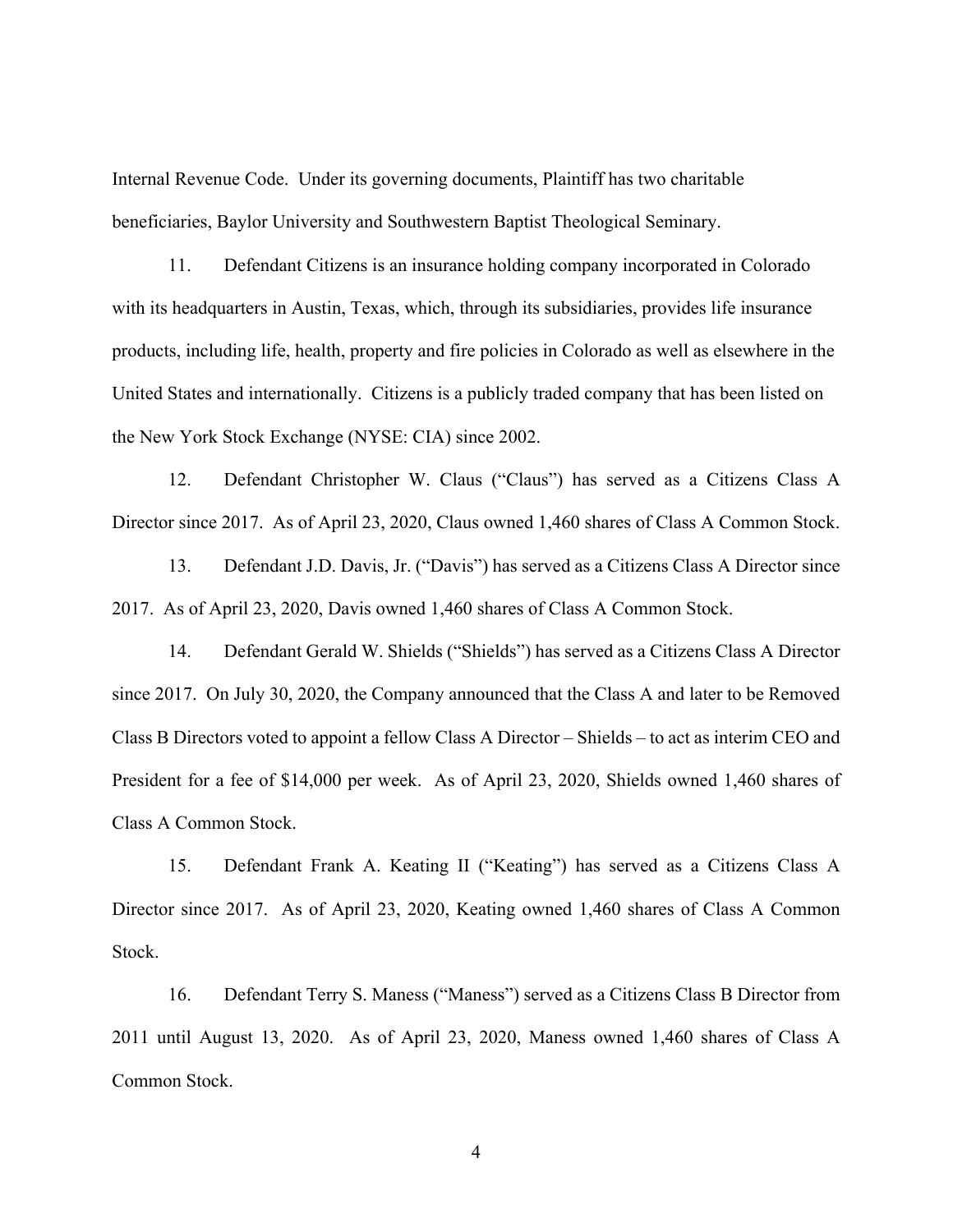Internal Revenue Code. Under its governing documents, Plaintiff has two charitable beneficiaries, Baylor University and Southwestern Baptist Theological Seminary.

11. Defendant Citizens is an insurance holding company incorporated in Colorado with its headquarters in Austin, Texas, which, through its subsidiaries, provides life insurance products, including life, health, property and fire policies in Colorado as well as elsewhere in the United States and internationally. Citizens is a publicly traded company that has been listed on the New York Stock Exchange (NYSE: CIA) since 2002.

12. Defendant Christopher W. Claus ("Claus") has served as a Citizens Class A Director since 2017. As of April 23, 2020, Claus owned 1,460 shares of Class A Common Stock.

13. Defendant J.D. Davis, Jr. ("Davis") has served as a Citizens Class A Director since 2017. As of April 23, 2020, Davis owned 1,460 shares of Class A Common Stock.

14. Defendant Gerald W. Shields ("Shields") has served as a Citizens Class A Director since 2017. On July 30, 2020, the Company announced that the Class A and later to be Removed Class B Directors voted to appoint a fellow Class A Director – Shields – to act as interim CEO and President for a fee of $14,000 per week. As of April 23, 2020, Shields owned 1,460 shares of Class A Common Stock.

15. Defendant Frank A. Keating II ("Keating") has served as a Citizens Class A Director since 2017. As of April 23, 2020, Keating owned 1,460 shares of Class A Common Stock.

16. Defendant Terry S. Maness ("Maness") served as a Citizens Class B Director from 2011 until August 13, 2020. As of April 23, 2020, Maness owned 1,460 shares of Class A Common Stock.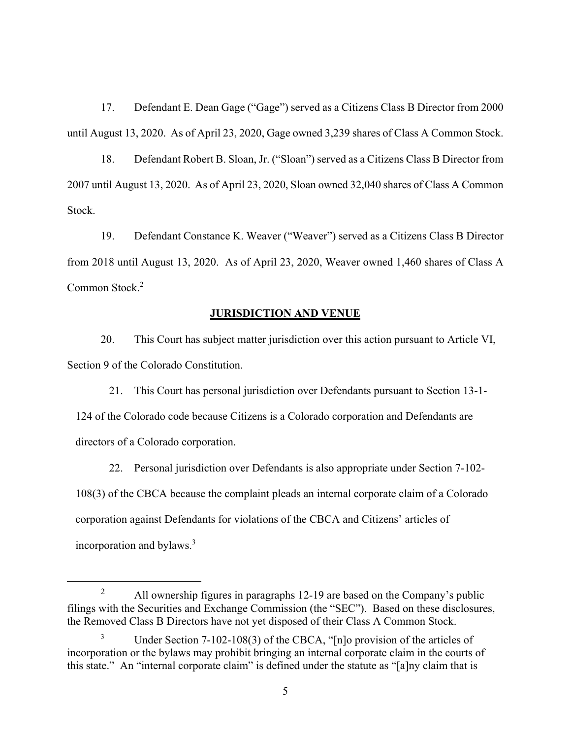17. Defendant E. Dean Gage ("Gage") served as a Citizens Class B Director from 2000 until August 13, 2020. As of April 23, 2020, Gage owned 3,239 shares of Class A Common Stock.

18. Defendant Robert B. Sloan, Jr. ("Sloan") served as a Citizens Class B Director from 2007 until August 13, 2020. As of April 23, 2020, Sloan owned 32,040 shares of Class A Common Stock.

19. Defendant Constance K. Weaver ("Weaver") served as a Citizens Class B Director from 2018 until August 13, 2020. As of April 23, 2020, Weaver owned 1,460 shares of Class A Common Stock.[2]

## JURISDICTION AND VENUE

20. This Court has subject matter jurisdiction over this action pursuant to Article VI, Section 9 of the Colorado Constitution.

21. This Court has personal jurisdiction over Defendants pursuant to Section 13-1-124 of the Colorado code because Citizens is a Colorado corporation and Defendants are directors of a Colorado corporation.

22. Personal jurisdiction over Defendants is also appropriate under Section 7-102-108(3) of the CBCA because the complaint pleads an internal corporate claim of a Colorado corporation against Defendants for violations of the CBCA and Citizens' articles of incorporation and bylaws.[3]

---

[2] All ownership figures in paragraphs 12-19 are based on the Company's public filings with the Securities and Exchange Commission (the "SEC"). Based on these disclosures, the Removed Class B Directors have not yet disposed of their Class A Common Stock.

[3] Under Section 7-102-108(3) of the CBCA, "[n]o provision of the articles of incorporation or the bylaws may prohibit bringing an internal corporate claim in the courts of this state." An "internal corporate claim" is defined under the statute as "[a]ny claim that is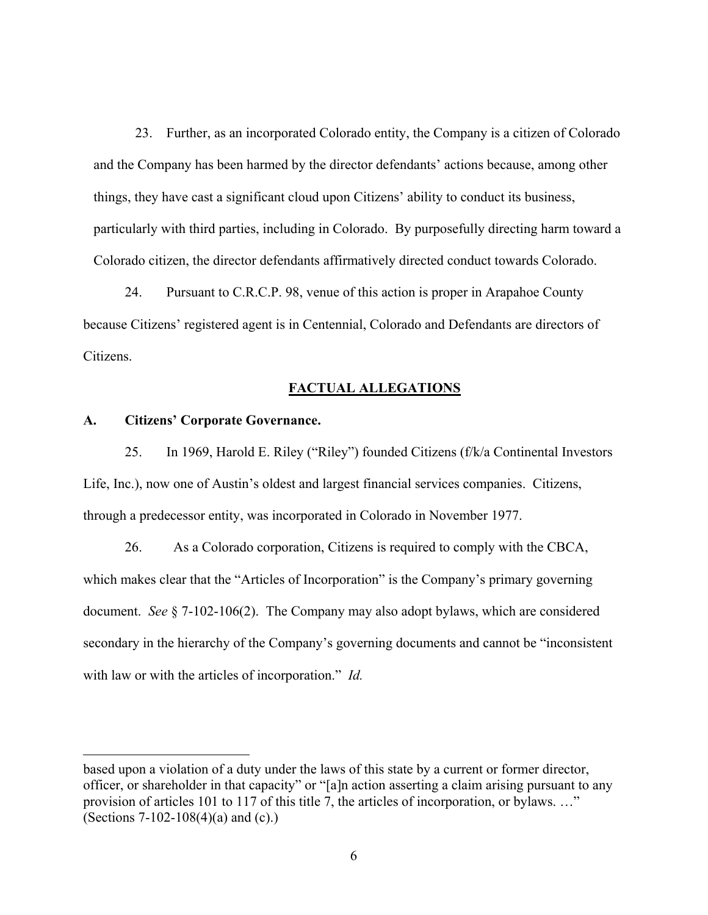23. Further, as an incorporated Colorado entity, the Company is a citizen of Colorado and the Company has been harmed by the director defendants' actions because, among other things, they have cast a significant cloud upon Citizens' ability to conduct its business, particularly with third parties, including in Colorado. By purposefully directing harm toward a Colorado citizen, the director defendants affirmatively directed conduct towards Colorado.

24. Pursuant to C.R.C.P. 98, venue of this action is proper in Arapahoe County because Citizens' registered agent is in Centennial, Colorado and Defendants are directors of Citizens.

## FACTUAL ALLEGATIONS

### A. Citizens' Corporate Governance.

25. In 1969, Harold E. Riley ("Riley") founded Citizens (f/k/a Continental Investors Life, Inc.), now one of Austin's oldest and largest financial services companies. Citizens, through a predecessor entity, was incorporated in Colorado in November 1977.

26. As a Colorado corporation, Citizens is required to comply with the CBCA, which makes clear that the "Articles of Incorporation" is the Company's primary governing document. *See* § 7-102-106(2). The Company may also adopt bylaws, which are considered secondary in the hierarchy of the Company's governing documents and cannot be "inconsistent with law or with the articles of incorporation." *Id.*

---

based upon a violation of a duty under the laws of this state by a current or former director, officer, or shareholder in that capacity" or "[a]n action asserting a claim arising pursuant to any provision of articles 101 to 117 of this title 7, the articles of incorporation, or bylaws. …" (Sections 7-102-108(4)(a) and (c).)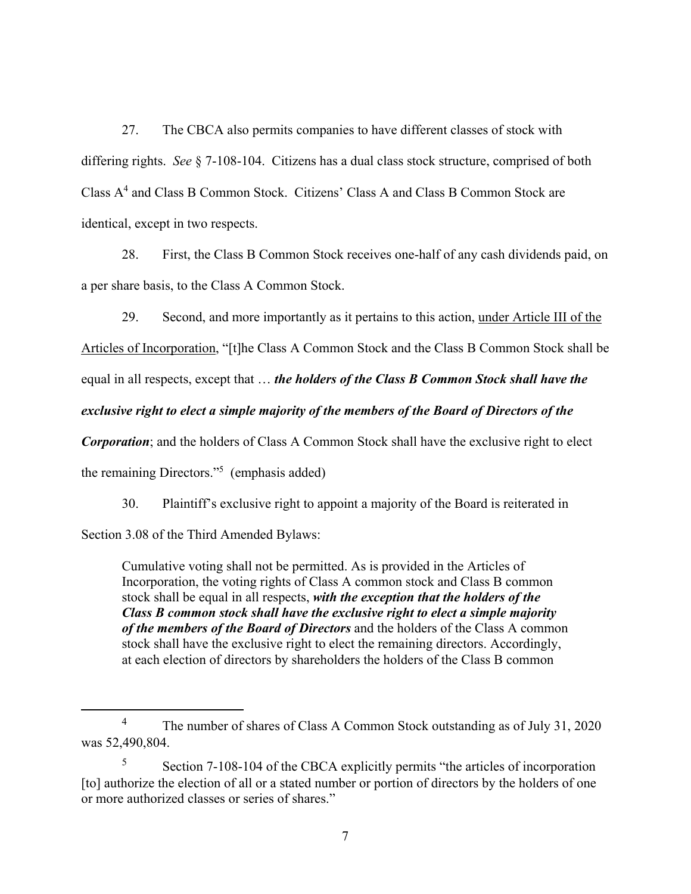27. The CBCA also permits companies to have different classes of stock with differing rights. *See* § 7-108-104. Citizens has a dual class stock structure, comprised of both Class A[4] and Class B Common Stock. Citizens' Class A and Class B Common Stock are identical, except in two respects.

28. First, the Class B Common Stock receives one-half of any cash dividends paid, on a per share basis, to the Class A Common Stock.

29. Second, and more importantly as it pertains to this action, under Article III of the Articles of Incorporation, "[t]he Class A Common Stock and the Class B Common Stock shall be equal in all respects, except that … ***the holders of the Class B Common Stock shall have the exclusive right to elect a simple majority of the members of the Board of Directors of the Corporation***; and the holders of Class A Common Stock shall have the exclusive right to elect the remaining Directors."[5] (emphasis added)

30. Plaintiff's exclusive right to appoint a majority of the Board is reiterated in Section 3.08 of the Third Amended Bylaws:

> Cumulative voting shall not be permitted. As is provided in the Articles of Incorporation, the voting rights of Class A common stock and Class B common stock shall be equal in all respects, ***with the exception that the holders of the Class B common stock shall have the exclusive right to elect a simple majority of the members of the Board of Directors*** and the holders of the Class A common stock shall have the exclusive right to elect the remaining directors. Accordingly, at each election of directors by shareholders the holders of the Class B common

---

[4] The number of shares of Class A Common Stock outstanding as of July 31, 2020 was 52,490,804.

[5] Section 7-108-104 of the CBCA explicitly permits "the articles of incorporation [to] authorize the election of all or a stated number or portion of directors by the holders of one or more authorized classes or series of shares."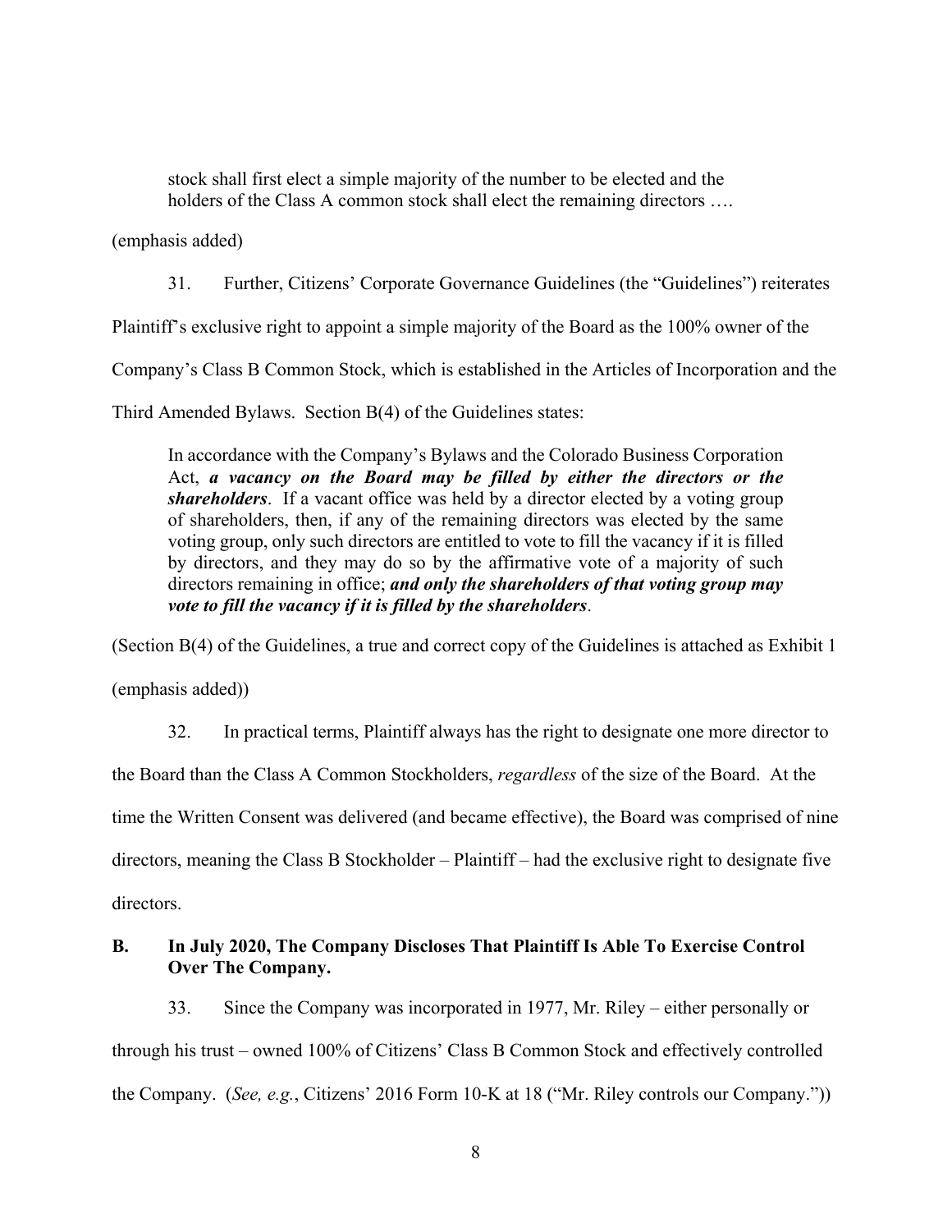> stock shall first elect a simple majority of the number to be elected and the holders of the Class A common stock shall elect the remaining directors ….

(emphasis added)

31. Further, Citizens' Corporate Governance Guidelines (the "Guidelines") reiterates Plaintiff's exclusive right to appoint a simple majority of the Board as the 100% owner of the Company's Class B Common Stock, which is established in the Articles of Incorporation and the Third Amended Bylaws. Section B(4) of the Guidelines states:

> In accordance with the Company's Bylaws and the Colorado Business Corporation Act, ***a vacancy on the Board may be filled by either the directors or the shareholders***. If a vacant office was held by a director elected by a voting group of shareholders, then, if any of the remaining directors was elected by the same voting group, only such directors are entitled to vote to fill the vacancy if it is filled by directors, and they may do so by the affirmative vote of a majority of such directors remaining in office; ***and only the shareholders of that voting group may vote to fill the vacancy if it is filled by the shareholders***.

(Section B(4) of the Guidelines, a true and correct copy of the Guidelines is attached as Exhibit 1 (emphasis added))

32. In practical terms, Plaintiff always has the right to designate one more director to the Board than the Class A Common Stockholders, *regardless* of the size of the Board. At the time the Written Consent was delivered (and became effective), the Board was comprised of nine directors, meaning the Class B Stockholder – Plaintiff – had the exclusive right to designate five directors.

## B. In July 2020, The Company Discloses That Plaintiff Is Able To Exercise Control Over The Company.

33. Since the Company was incorporated in 1977, Mr. Riley – either personally or through his trust – owned 100% of Citizens' Class B Common Stock and effectively controlled the Company. (*See, e.g.*, Citizens' 2016 Form 10-K at 18 ("Mr. Riley controls our Company."))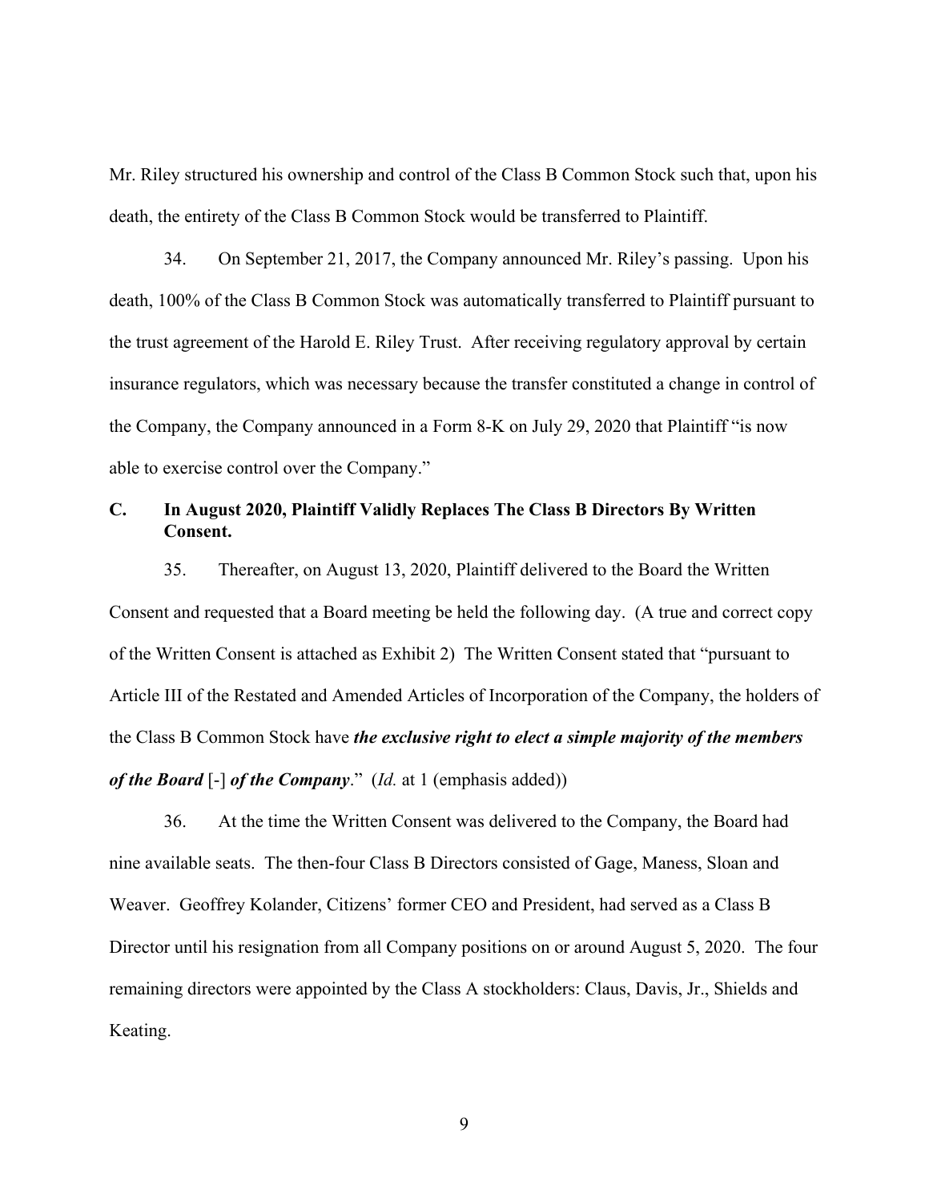Mr. Riley structured his ownership and control of the Class B Common Stock such that, upon his death, the entirety of the Class B Common Stock would be transferred to Plaintiff.

34. On September 21, 2017, the Company announced Mr. Riley's passing. Upon his death, 100% of the Class B Common Stock was automatically transferred to Plaintiff pursuant to the trust agreement of the Harold E. Riley Trust. After receiving regulatory approval by certain insurance regulators, which was necessary because the transfer constituted a change in control of the Company, the Company announced in a Form 8-K on July 29, 2020 that Plaintiff "is now able to exercise control over the Company."

### C. In August 2020, Plaintiff Validly Replaces The Class B Directors By Written Consent.

35. Thereafter, on August 13, 2020, Plaintiff delivered to the Board the Written Consent and requested that a Board meeting be held the following day. (A true and correct copy of the Written Consent is attached as Exhibit 2) The Written Consent stated that "pursuant to Article III of the Restated and Amended Articles of Incorporation of the Company, the holders of the Class B Common Stock have ***the exclusive right to elect a simple majority of the members of the Board*** [-] ***of the Company***." (*Id.* at 1 (emphasis added))

36. At the time the Written Consent was delivered to the Company, the Board had nine available seats. The then-four Class B Directors consisted of Gage, Maness, Sloan and Weaver. Geoffrey Kolander, Citizens' former CEO and President, had served as a Class B Director until his resignation from all Company positions on or around August 5, 2020. The four remaining directors were appointed by the Class A stockholders: Claus, Davis, Jr., Shields and Keating.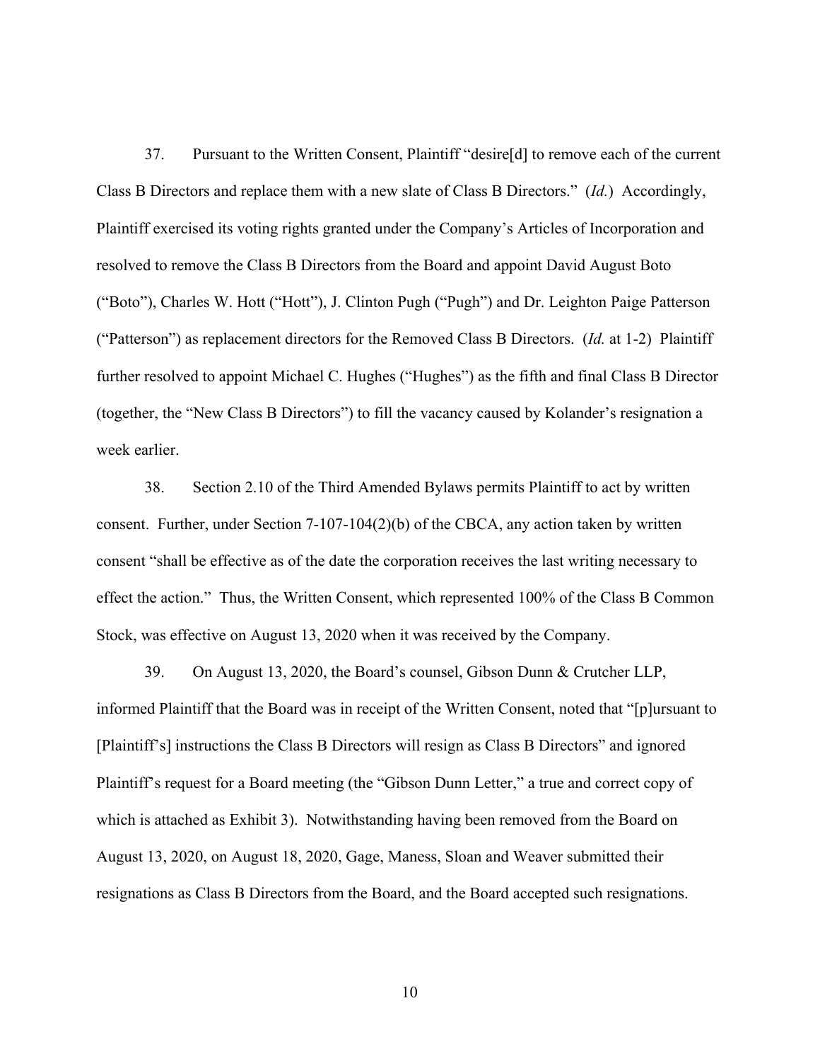37. Pursuant to the Written Consent, Plaintiff "desire[d] to remove each of the current Class B Directors and replace them with a new slate of Class B Directors." (*Id.*) Accordingly, Plaintiff exercised its voting rights granted under the Company's Articles of Incorporation and resolved to remove the Class B Directors from the Board and appoint David August Boto ("Boto"), Charles W. Hott ("Hott"), J. Clinton Pugh ("Pugh") and Dr. Leighton Paige Patterson ("Patterson") as replacement directors for the Removed Class B Directors. (*Id.* at 1-2) Plaintiff further resolved to appoint Michael C. Hughes ("Hughes") as the fifth and final Class B Director (together, the "New Class B Directors") to fill the vacancy caused by Kolander's resignation a week earlier.

38. Section 2.10 of the Third Amended Bylaws permits Plaintiff to act by written consent. Further, under Section 7-107-104(2)(b) of the CBCA, any action taken by written consent "shall be effective as of the date the corporation receives the last writing necessary to effect the action." Thus, the Written Consent, which represented 100% of the Class B Common Stock, was effective on August 13, 2020 when it was received by the Company.

39. On August 13, 2020, the Board's counsel, Gibson Dunn & Crutcher LLP, informed Plaintiff that the Board was in receipt of the Written Consent, noted that "[p]ursuant to [Plaintiff's] instructions the Class B Directors will resign as Class B Directors" and ignored Plaintiff's request for a Board meeting (the "Gibson Dunn Letter," a true and correct copy of which is attached as Exhibit 3). Notwithstanding having been removed from the Board on August 13, 2020, on August 18, 2020, Gage, Maness, Sloan and Weaver submitted their resignations as Class B Directors from the Board, and the Board accepted such resignations.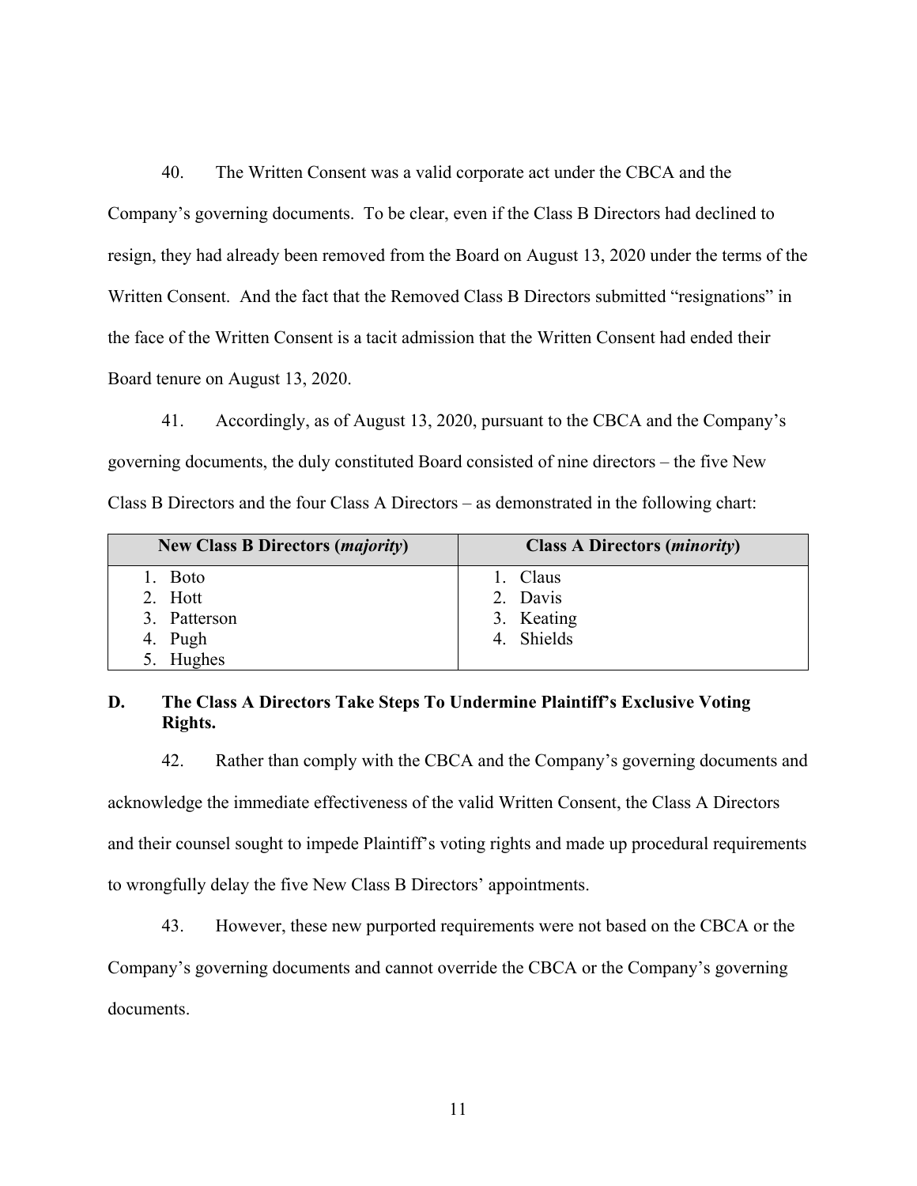40. The Written Consent was a valid corporate act under the CBCA and the Company's governing documents. To be clear, even if the Class B Directors had declined to resign, they had already been removed from the Board on August 13, 2020 under the terms of the Written Consent. And the fact that the Removed Class B Directors submitted "resignations" in the face of the Written Consent is a tacit admission that the Written Consent had ended their Board tenure on August 13, 2020.

41. Accordingly, as of August 13, 2020, pursuant to the CBCA and the Company's governing documents, the duly constituted Board consisted of nine directors – the five New Class B Directors and the four Class A Directors – as demonstrated in the following chart:

| **New Class B Directors (*majority*)** | **Class A Directors (*minority*)** |
|---|---|
| 1. Boto<br>2. Hott<br>3. Patterson<br>4. Pugh<br>5. Hughes | 1. Claus<br>2. Davis<br>3. Keating<br>4. Shields |

## D. The Class A Directors Take Steps To Undermine Plaintiff's Exclusive Voting Rights.

42. Rather than comply with the CBCA and the Company's governing documents and acknowledge the immediate effectiveness of the valid Written Consent, the Class A Directors and their counsel sought to impede Plaintiff's voting rights and made up procedural requirements to wrongfully delay the five New Class B Directors' appointments.

43. However, these new purported requirements were not based on the CBCA or the Company's governing documents and cannot override the CBCA or the Company's governing documents.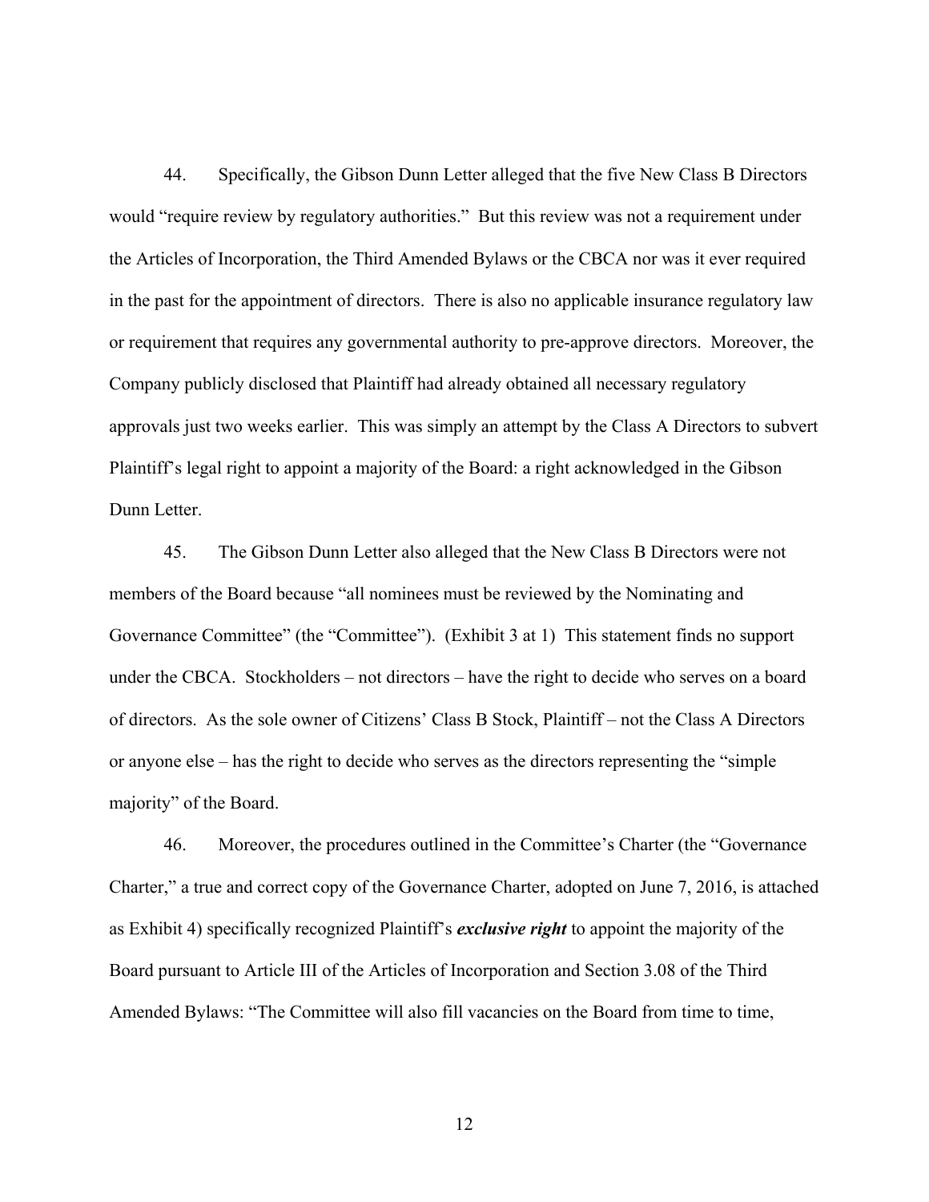44. Specifically, the Gibson Dunn Letter alleged that the five New Class B Directors would "require review by regulatory authorities." But this review was not a requirement under the Articles of Incorporation, the Third Amended Bylaws or the CBCA nor was it ever required in the past for the appointment of directors. There is also no applicable insurance regulatory law or requirement that requires any governmental authority to pre-approve directors. Moreover, the Company publicly disclosed that Plaintiff had already obtained all necessary regulatory approvals just two weeks earlier. This was simply an attempt by the Class A Directors to subvert Plaintiff's legal right to appoint a majority of the Board: a right acknowledged in the Gibson Dunn Letter.

45. The Gibson Dunn Letter also alleged that the New Class B Directors were not members of the Board because "all nominees must be reviewed by the Nominating and Governance Committee" (the "Committee"). (Exhibit 3 at 1) This statement finds no support under the CBCA. Stockholders – not directors – have the right to decide who serves on a board of directors. As the sole owner of Citizens' Class B Stock, Plaintiff – not the Class A Directors or anyone else – has the right to decide who serves as the directors representing the "simple majority" of the Board.

46. Moreover, the procedures outlined in the Committee's Charter (the "Governance Charter," a true and correct copy of the Governance Charter, adopted on June 7, 2016, is attached as Exhibit 4) specifically recognized Plaintiff's ***exclusive right*** to appoint the majority of the Board pursuant to Article III of the Articles of Incorporation and Section 3.08 of the Third Amended Bylaws: "The Committee will also fill vacancies on the Board from time to time,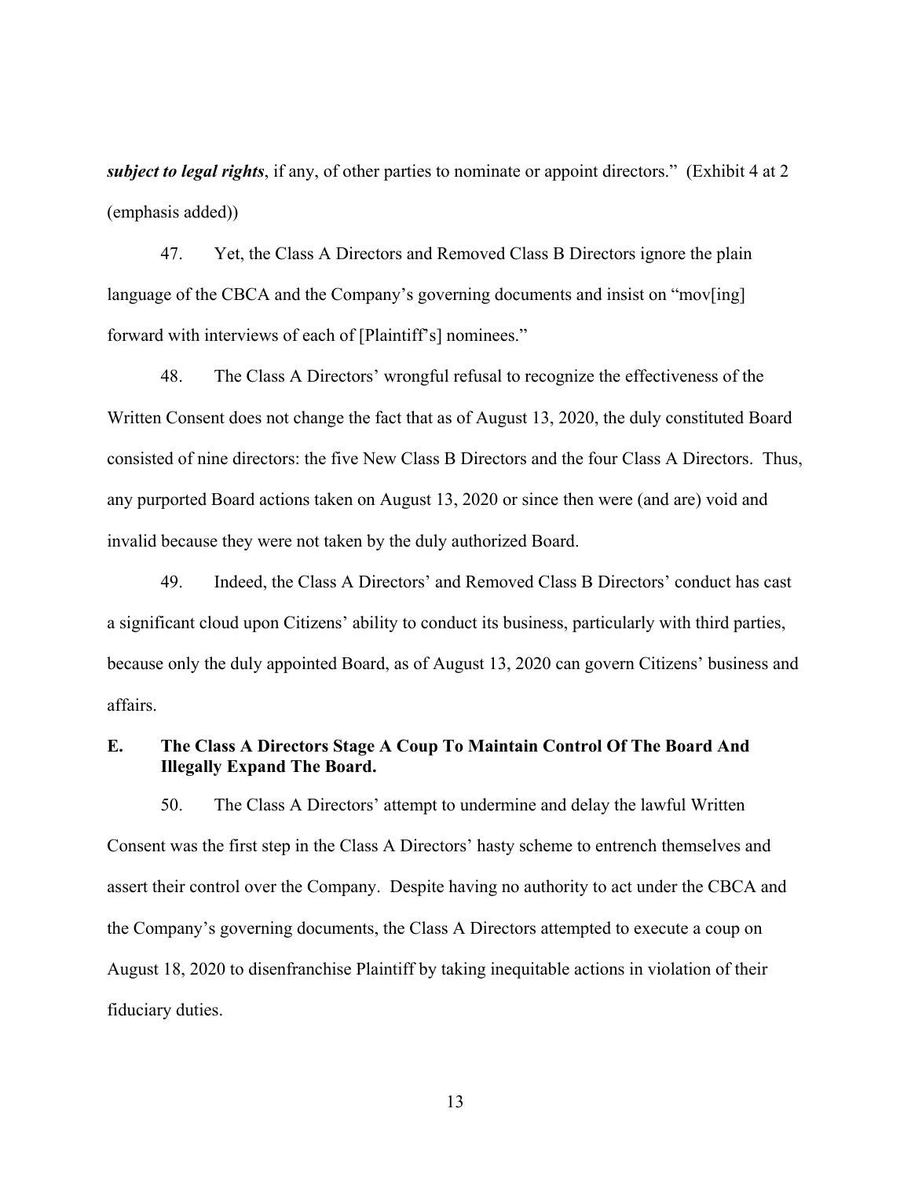***subject to legal rights***, if any, of other parties to nominate or appoint directors." (Exhibit 4 at 2 (emphasis added))

47. Yet, the Class A Directors and Removed Class B Directors ignore the plain language of the CBCA and the Company's governing documents and insist on "mov[ing] forward with interviews of each of [Plaintiff's] nominees."

48. The Class A Directors' wrongful refusal to recognize the effectiveness of the Written Consent does not change the fact that as of August 13, 2020, the duly constituted Board consisted of nine directors: the five New Class B Directors and the four Class A Directors. Thus, any purported Board actions taken on August 13, 2020 or since then were (and are) void and invalid because they were not taken by the duly authorized Board.

49. Indeed, the Class A Directors' and Removed Class B Directors' conduct has cast a significant cloud upon Citizens' ability to conduct its business, particularly with third parties, because only the duly appointed Board, as of August 13, 2020 can govern Citizens' business and affairs.

### E. The Class A Directors Stage A Coup To Maintain Control Of The Board And Illegally Expand The Board.

50. The Class A Directors' attempt to undermine and delay the lawful Written Consent was the first step in the Class A Directors' hasty scheme to entrench themselves and assert their control over the Company. Despite having no authority to act under the CBCA and the Company's governing documents, the Class A Directors attempted to execute a coup on August 18, 2020 to disenfranchise Plaintiff by taking inequitable actions in violation of their fiduciary duties.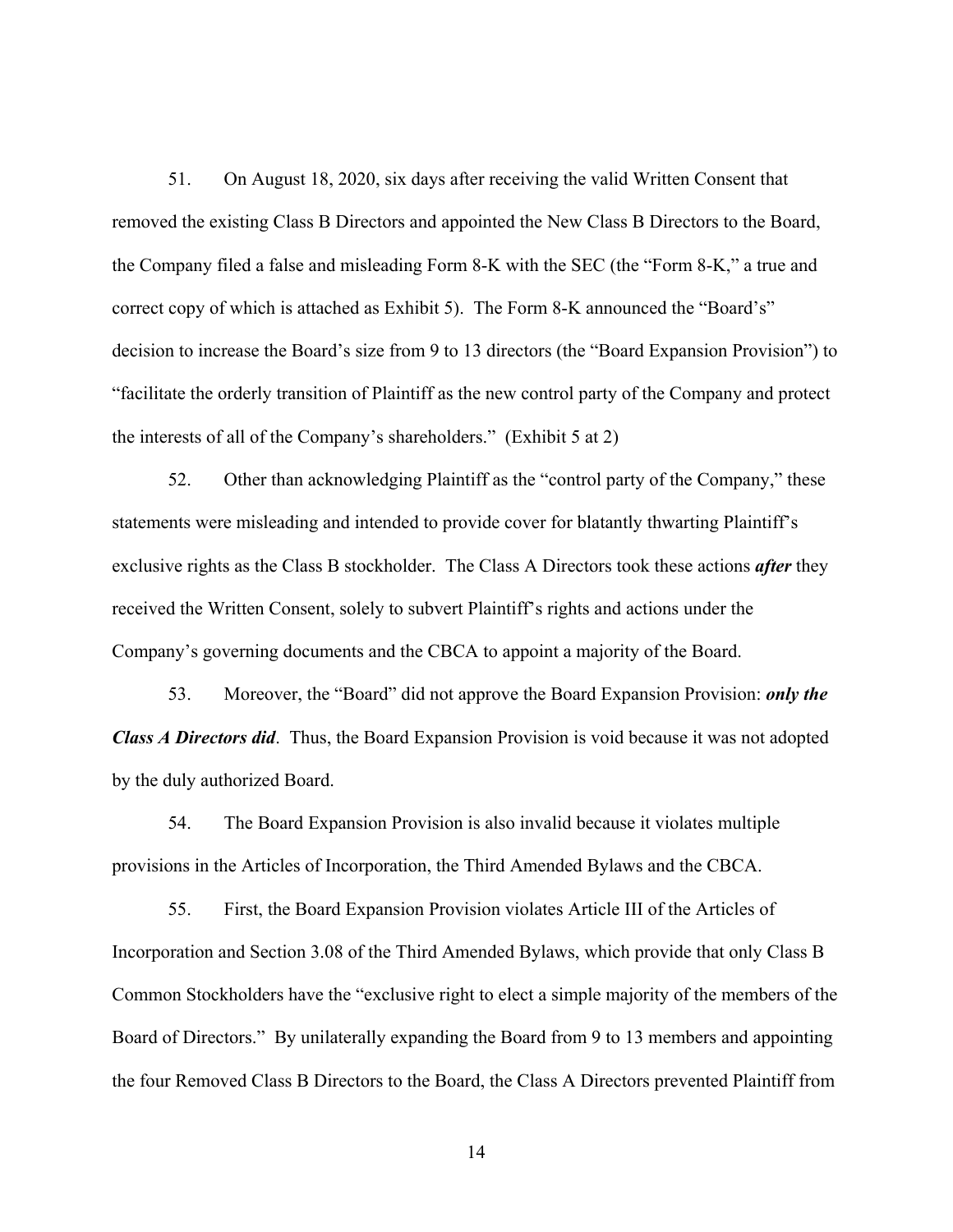51. On August 18, 2020, six days after receiving the valid Written Consent that removed the existing Class B Directors and appointed the New Class B Directors to the Board, the Company filed a false and misleading Form 8-K with the SEC (the "Form 8-K," a true and correct copy of which is attached as Exhibit 5). The Form 8-K announced the "Board's" decision to increase the Board's size from 9 to 13 directors (the "Board Expansion Provision") to "facilitate the orderly transition of Plaintiff as the new control party of the Company and protect the interests of all of the Company's shareholders." (Exhibit 5 at 2)

52. Other than acknowledging Plaintiff as the "control party of the Company," these statements were misleading and intended to provide cover for blatantly thwarting Plaintiff's exclusive rights as the Class B stockholder. The Class A Directors took these actions ***after*** they received the Written Consent, solely to subvert Plaintiff's rights and actions under the Company's governing documents and the CBCA to appoint a majority of the Board.

53. Moreover, the "Board" did not approve the Board Expansion Provision: ***only the Class A Directors did***. Thus, the Board Expansion Provision is void because it was not adopted by the duly authorized Board.

54. The Board Expansion Provision is also invalid because it violates multiple provisions in the Articles of Incorporation, the Third Amended Bylaws and the CBCA.

55. First, the Board Expansion Provision violates Article III of the Articles of Incorporation and Section 3.08 of the Third Amended Bylaws, which provide that only Class B Common Stockholders have the "exclusive right to elect a simple majority of the members of the Board of Directors." By unilaterally expanding the Board from 9 to 13 members and appointing the four Removed Class B Directors to the Board, the Class A Directors prevented Plaintiff from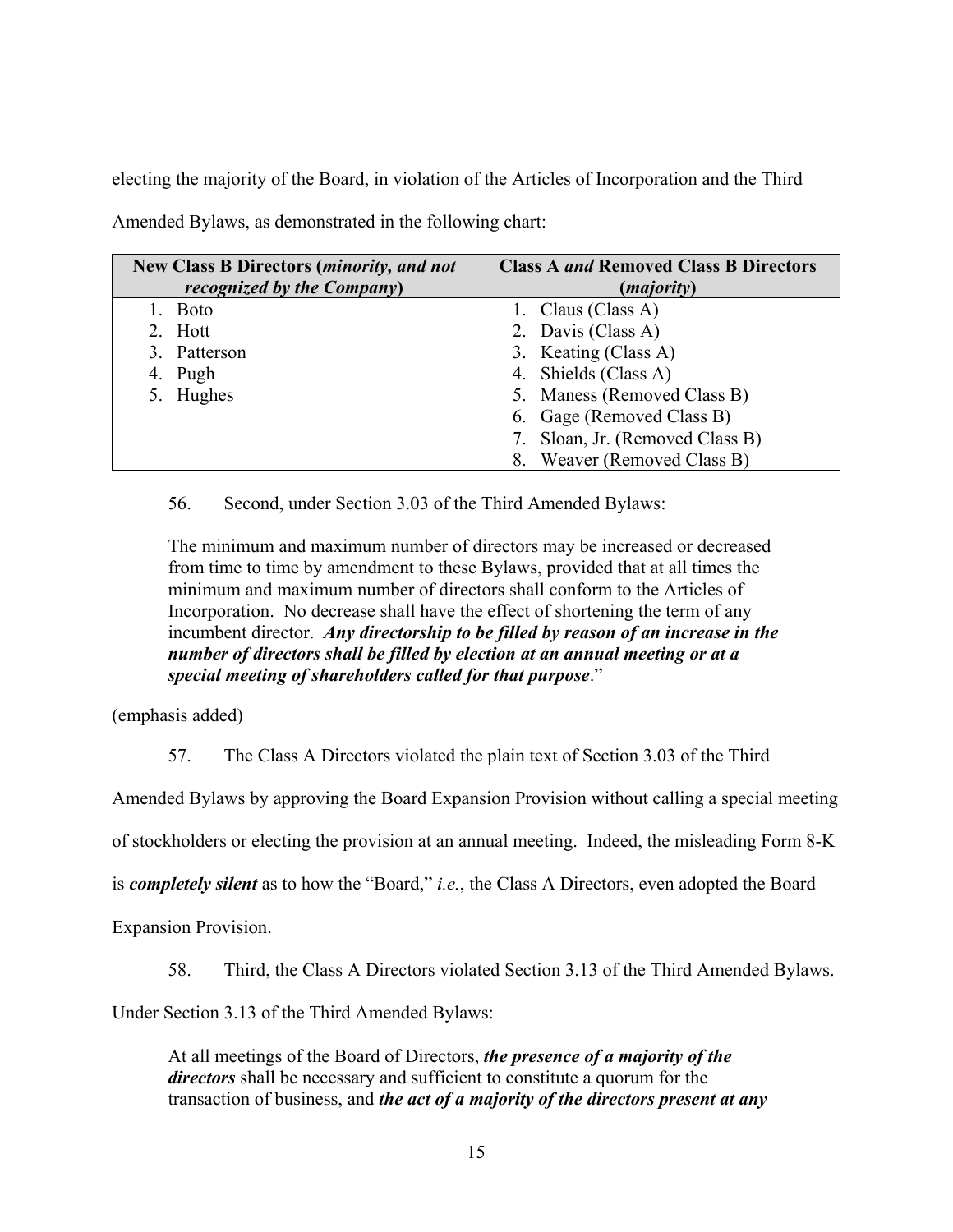electing the majority of the Board, in violation of the Articles of Incorporation and the Third Amended Bylaws, as demonstrated in the following chart:

| **New Class B Directors (*minority, and not recognized by the Company*)** | **Class A *and* Removed Class B Directors (*majority*)** |
|---|---|
| 1. Boto | 1. Claus (Class A) |
| 2. Hott | 2. Davis (Class A) |
| 3. Patterson | 3. Keating (Class A) |
| 4. Pugh | 4. Shields (Class A) |
| 5. Hughes | 5. Maness (Removed Class B) |
| | 6. Gage (Removed Class B) |
| | 7. Sloan, Jr. (Removed Class B) |
| | 8. Weaver (Removed Class B) |

56. Second, under Section 3.03 of the Third Amended Bylaws:

> The minimum and maximum number of directors may be increased or decreased from time to time by amendment to these Bylaws, provided that at all times the minimum and maximum number of directors shall conform to the Articles of Incorporation. No decrease shall have the effect of shortening the term of any incumbent director. ***Any directorship to be filled by reason of an increase in the number of directors shall be filled by election at an annual meeting or at a special meeting of shareholders called for that purpose*.**"

(emphasis added)

57. The Class A Directors violated the plain text of Section 3.03 of the Third Amended Bylaws by approving the Board Expansion Provision without calling a special meeting of stockholders or electing the provision at an annual meeting. Indeed, the misleading Form 8-K is ***completely silent*** as to how the "Board," *i.e.*, the Class A Directors, even adopted the Board Expansion Provision.

58. Third, the Class A Directors violated Section 3.13 of the Third Amended Bylaws. Under Section 3.13 of the Third Amended Bylaws:

> At all meetings of the Board of Directors, ***the presence of a majority of the directors*** shall be necessary and sufficient to constitute a quorum for the transaction of business, and ***the act of a majority of the directors present at any***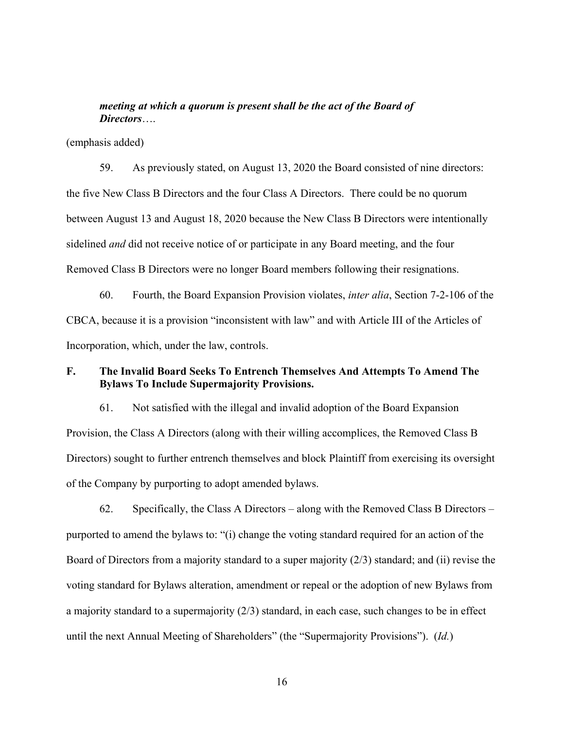> ***meeting at which a quorum is present shall be the act of the Board of Directors****….*

(emphasis added)

59. As previously stated, on August 13, 2020 the Board consisted of nine directors: the five New Class B Directors and the four Class A Directors. There could be no quorum between August 13 and August 18, 2020 because the New Class B Directors were intentionally sidelined *and* did not receive notice of or participate in any Board meeting, and the four Removed Class B Directors were no longer Board members following their resignations.

60. Fourth, the Board Expansion Provision violates, *inter alia*, Section 7-2-106 of the CBCA, because it is a provision "inconsistent with law" and with Article III of the Articles of Incorporation, which, under the law, controls.

### F. The Invalid Board Seeks To Entrench Themselves And Attempts To Amend The Bylaws To Include Supermajority Provisions.

61. Not satisfied with the illegal and invalid adoption of the Board Expansion Provision, the Class A Directors (along with their willing accomplices, the Removed Class B Directors) sought to further entrench themselves and block Plaintiff from exercising its oversight of the Company by purporting to adopt amended bylaws.

62. Specifically, the Class A Directors – along with the Removed Class B Directors – purported to amend the bylaws to: "(i) change the voting standard required for an action of the Board of Directors from a majority standard to a super majority (2/3) standard; and (ii) revise the voting standard for Bylaws alteration, amendment or repeal or the adoption of new Bylaws from a majority standard to a supermajority (2/3) standard, in each case, such changes to be in effect until the next Annual Meeting of Shareholders" (the "Supermajority Provisions"). (*Id.*)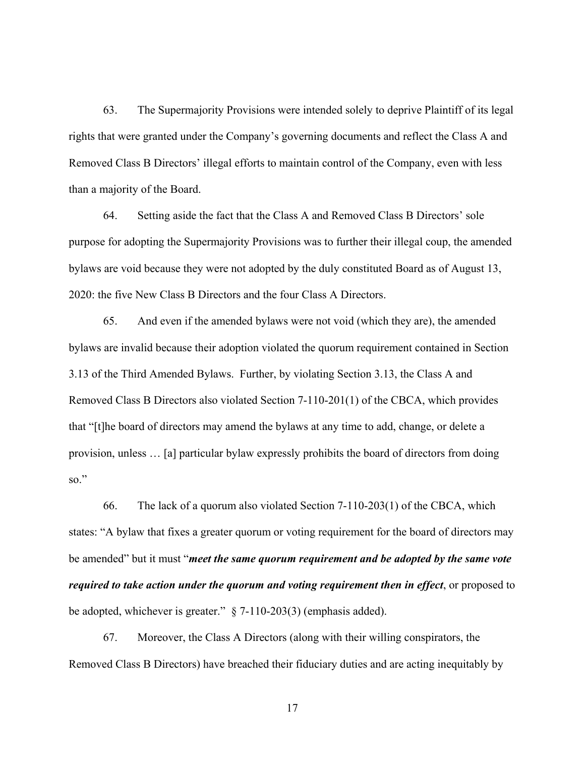63. The Supermajority Provisions were intended solely to deprive Plaintiff of its legal rights that were granted under the Company's governing documents and reflect the Class A and Removed Class B Directors' illegal efforts to maintain control of the Company, even with less than a majority of the Board.

64. Setting aside the fact that the Class A and Removed Class B Directors' sole purpose for adopting the Supermajority Provisions was to further their illegal coup, the amended bylaws are void because they were not adopted by the duly constituted Board as of August 13, 2020: the five New Class B Directors and the four Class A Directors.

65. And even if the amended bylaws were not void (which they are), the amended bylaws are invalid because their adoption violated the quorum requirement contained in Section 3.13 of the Third Amended Bylaws. Further, by violating Section 3.13, the Class A and Removed Class B Directors also violated Section 7-110-201(1) of the CBCA, which provides that "[t]he board of directors may amend the bylaws at any time to add, change, or delete a provision, unless … [a] particular bylaw expressly prohibits the board of directors from doing so."

66. The lack of a quorum also violated Section 7-110-203(1) of the CBCA, which states: "A bylaw that fixes a greater quorum or voting requirement for the board of directors may be amended" but it must "***meet the same quorum requirement and be adopted by the same vote required to take action under the quorum and voting requirement then in effect***, or proposed to be adopted, whichever is greater." § 7-110-203(3) (emphasis added).

67. Moreover, the Class A Directors (along with their willing conspirators, the Removed Class B Directors) have breached their fiduciary duties and are acting inequitably by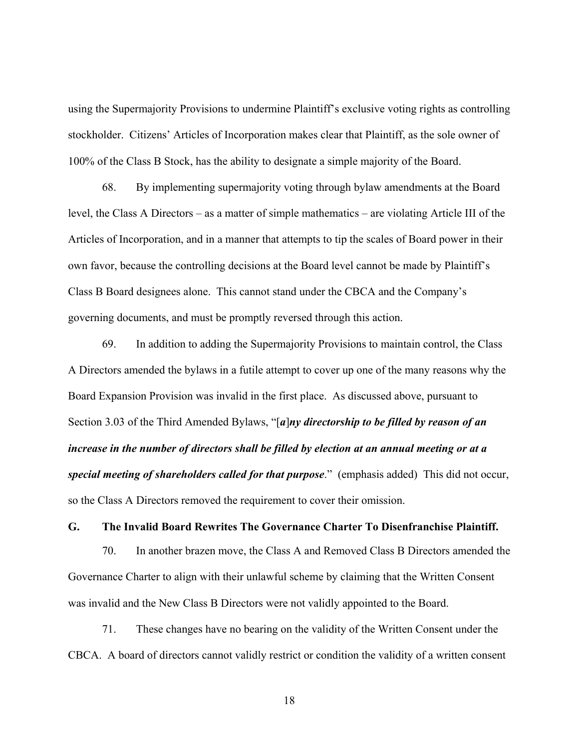using the Supermajority Provisions to undermine Plaintiff's exclusive voting rights as controlling stockholder. Citizens' Articles of Incorporation makes clear that Plaintiff, as the sole owner of 100% of the Class B Stock, has the ability to designate a simple majority of the Board.

68. By implementing supermajority voting through bylaw amendments at the Board level, the Class A Directors – as a matter of simple mathematics – are violating Article III of the Articles of Incorporation, and in a manner that attempts to tip the scales of Board power in their own favor, because the controlling decisions at the Board level cannot be made by Plaintiff's Class B Board designees alone. This cannot stand under the CBCA and the Company's governing documents, and must be promptly reversed through this action.

69. In addition to adding the Supermajority Provisions to maintain control, the Class A Directors amended the bylaws in a futile attempt to cover up one of the many reasons why the Board Expansion Provision was invalid in the first place. As discussed above, pursuant to Section 3.03 of the Third Amended Bylaws, "[***a***]***ny directorship to be filled by reason of an increase in the number of directors shall be filled by election at an annual meeting or at a special meeting of shareholders called for that purpose***." (emphasis added) This did not occur, so the Class A Directors removed the requirement to cover their omission.

**G. The Invalid Board Rewrites The Governance Charter To Disenfranchise Plaintiff.**

70. In another brazen move, the Class A and Removed Class B Directors amended the Governance Charter to align with their unlawful scheme by claiming that the Written Consent was invalid and the New Class B Directors were not validly appointed to the Board.

71. These changes have no bearing on the validity of the Written Consent under the CBCA. A board of directors cannot validly restrict or condition the validity of a written consent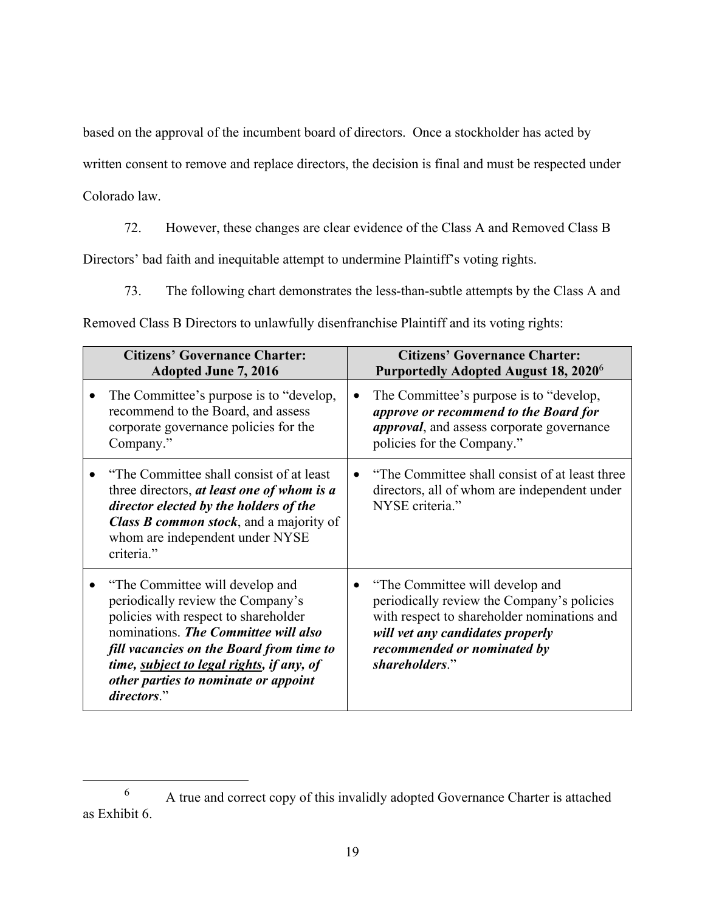based on the approval of the incumbent board of directors. Once a stockholder has acted by written consent to remove and replace directors, the decision is final and must be respected under Colorado law.

72. However, these changes are clear evidence of the Class A and Removed Class B Directors' bad faith and inequitable attempt to undermine Plaintiff's voting rights.

73. The following chart demonstrates the less-than-subtle attempts by the Class A and Removed Class B Directors to unlawfully disenfranchise Plaintiff and its voting rights:

| **Citizens' Governance Charter: Adopted June 7, 2016** | **Citizens' Governance Charter: Purportedly Adopted August 18, 2020**[6] |
|---|---|
| • The Committee's purpose is to "develop, recommend to the Board, and assess corporate governance policies for the Company." | • The Committee's purpose is to "develop, ***approve or recommend to the Board for approval***, and assess corporate governance policies for the Company." |
| • "The Committee shall consist of at least three directors, ***at least one of whom is a director elected by the holders of the Class B common stock***, and a majority of whom are independent under NYSE criteria." | • "The Committee shall consist of at least three directors, all of whom are independent under NYSE criteria." |
| • "The Committee will develop and periodically review the Company's policies with respect to shareholder nominations. ***The Committee will also fill vacancies on the Board from time to time, <u>subject to legal rights</u>, if any, of other parties to nominate or appoint directors***." | • "The Committee will develop and periodically review the Company's policies with respect to shareholder nominations and ***will vet any candidates properly recommended or nominated by shareholders***." |

[6] A true and correct copy of this invalidly adopted Governance Charter is attached as Exhibit 6.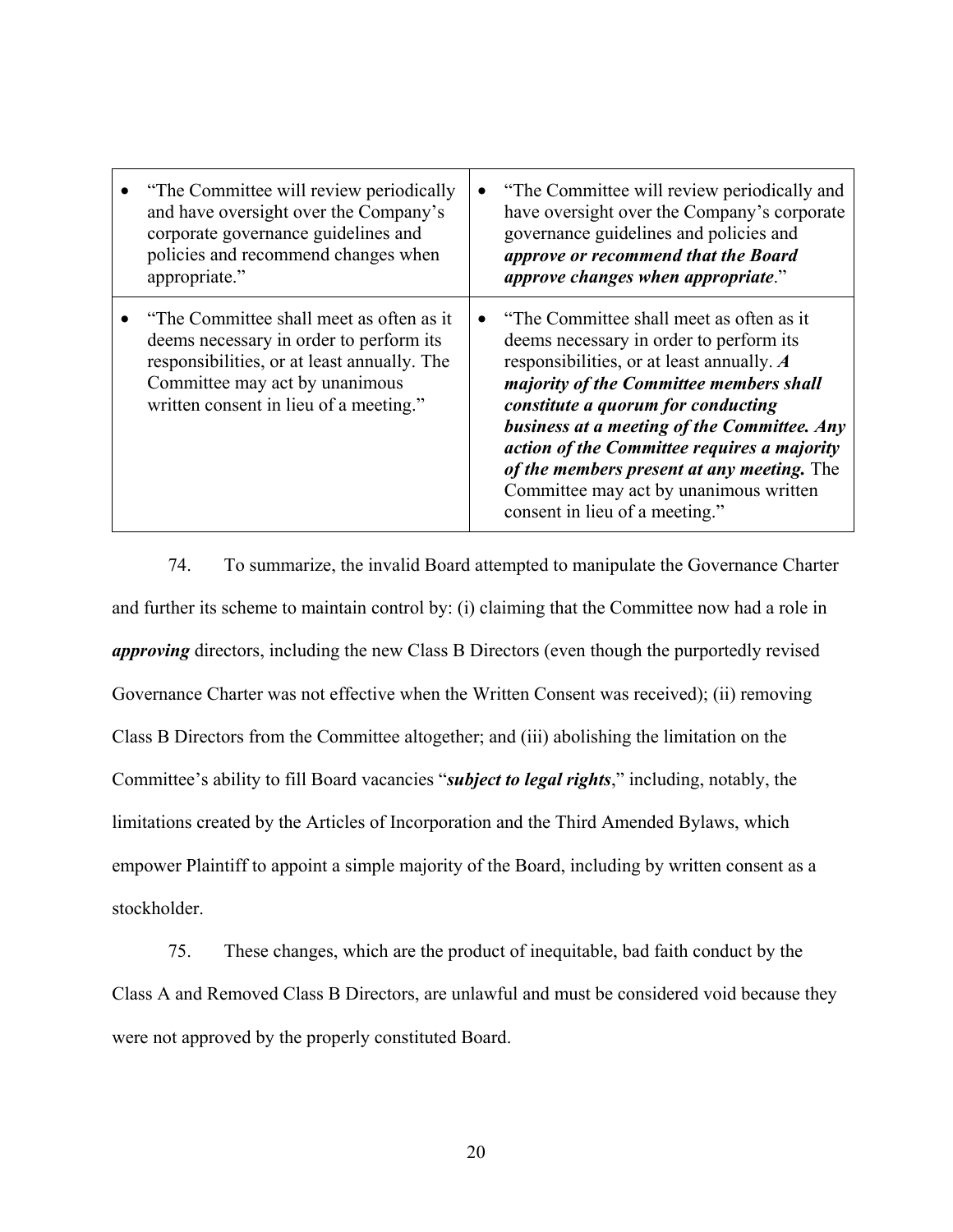| | |
|---|---|
| • "The Committee will review periodically and have oversight over the Company's corporate governance guidelines and policies and recommend changes when appropriate." | • "The Committee will review periodically and have oversight over the Company's corporate governance guidelines and policies and ***approve or recommend that the Board approve changes when appropriate***." |
| • "The Committee shall meet as often as it deems necessary in order to perform its responsibilities, or at least annually. The Committee may act by unanimous written consent in lieu of a meeting." | • "The Committee shall meet as often as it deems necessary in order to perform its responsibilities, or at least annually. ***A majority of the Committee members shall constitute a quorum for conducting business at a meeting of the Committee. Any action of the Committee requires a majority of the members present at any meeting.*** The Committee may act by unanimous written consent in lieu of a meeting." |

74. To summarize, the invalid Board attempted to manipulate the Governance Charter and further its scheme to maintain control by: (i) claiming that the Committee now had a role in ***approving*** directors, including the new Class B Directors (even though the purportedly revised Governance Charter was not effective when the Written Consent was received); (ii) removing Class B Directors from the Committee altogether; and (iii) abolishing the limitation on the Committee's ability to fill Board vacancies "***subject to legal rights***," including, notably, the limitations created by the Articles of Incorporation and the Third Amended Bylaws, which empower Plaintiff to appoint a simple majority of the Board, including by written consent as a stockholder.

75. These changes, which are the product of inequitable, bad faith conduct by the Class A and Removed Class B Directors, are unlawful and must be considered void because they were not approved by the properly constituted Board.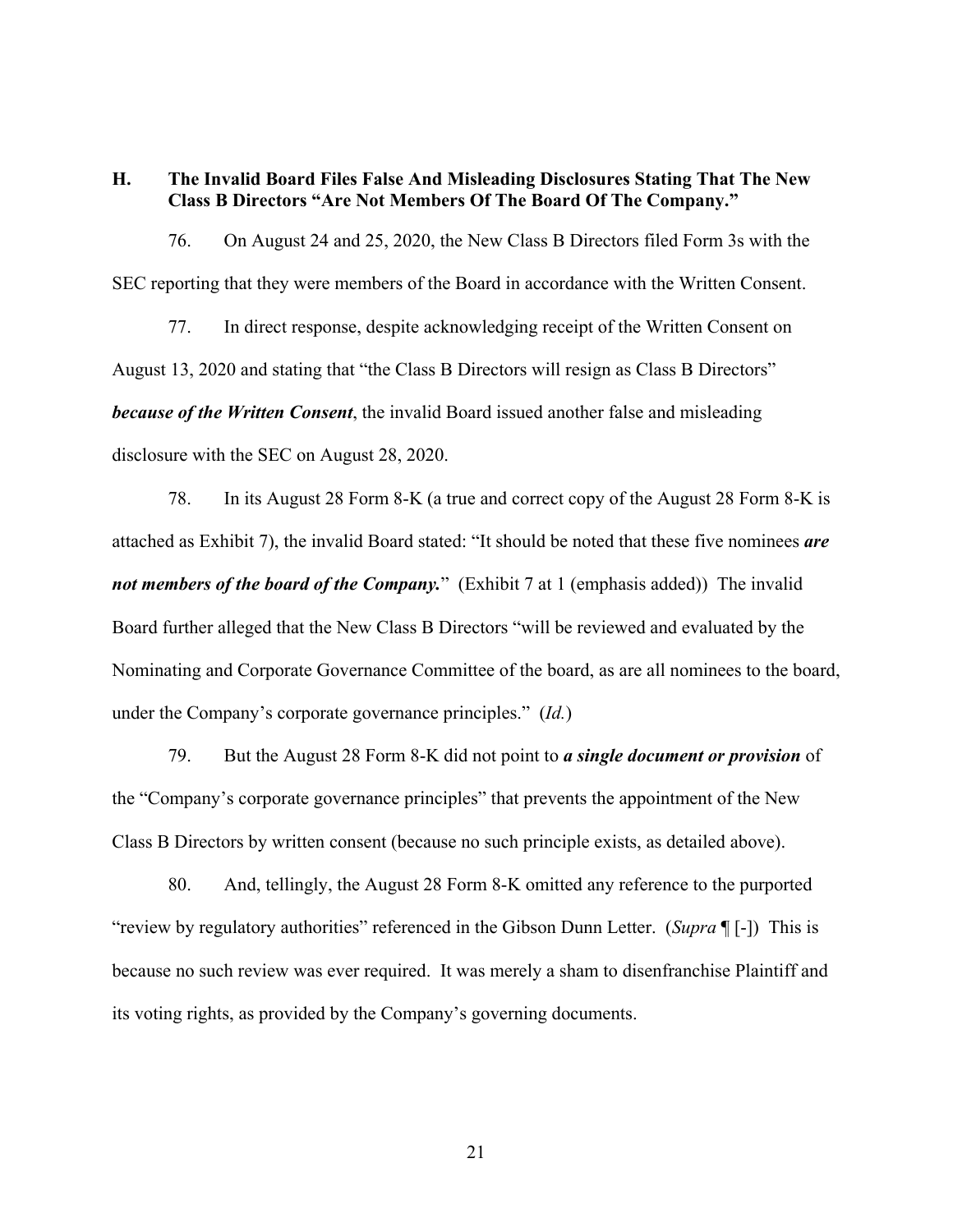## H. The Invalid Board Files False And Misleading Disclosures Stating That The New Class B Directors "Are Not Members Of The Board Of The Company."

76. On August 24 and 25, 2020, the New Class B Directors filed Form 3s with the SEC reporting that they were members of the Board in accordance with the Written Consent.

77. In direct response, despite acknowledging receipt of the Written Consent on August 13, 2020 and stating that "the Class B Directors will resign as Class B Directors" ***because of the Written Consent***, the invalid Board issued another false and misleading disclosure with the SEC on August 28, 2020.

78. In its August 28 Form 8-K (a true and correct copy of the August 28 Form 8-K is attached as Exhibit 7), the invalid Board stated: "It should be noted that these five nominees ***are not members of the board of the Company.***" (Exhibit 7 at 1 (emphasis added)) The invalid Board further alleged that the New Class B Directors "will be reviewed and evaluated by the Nominating and Corporate Governance Committee of the board, as are all nominees to the board, under the Company's corporate governance principles." (*Id.*)

79. But the August 28 Form 8-K did not point to ***a single document or provision*** of the "Company's corporate governance principles" that prevents the appointment of the New Class B Directors by written consent (because no such principle exists, as detailed above).

80. And, tellingly, the August 28 Form 8-K omitted any reference to the purported "review by regulatory authorities" referenced in the Gibson Dunn Letter. (*Supra* ¶ [-]) This is because no such review was ever required. It was merely a sham to disenfranchise Plaintiff and its voting rights, as provided by the Company's governing documents.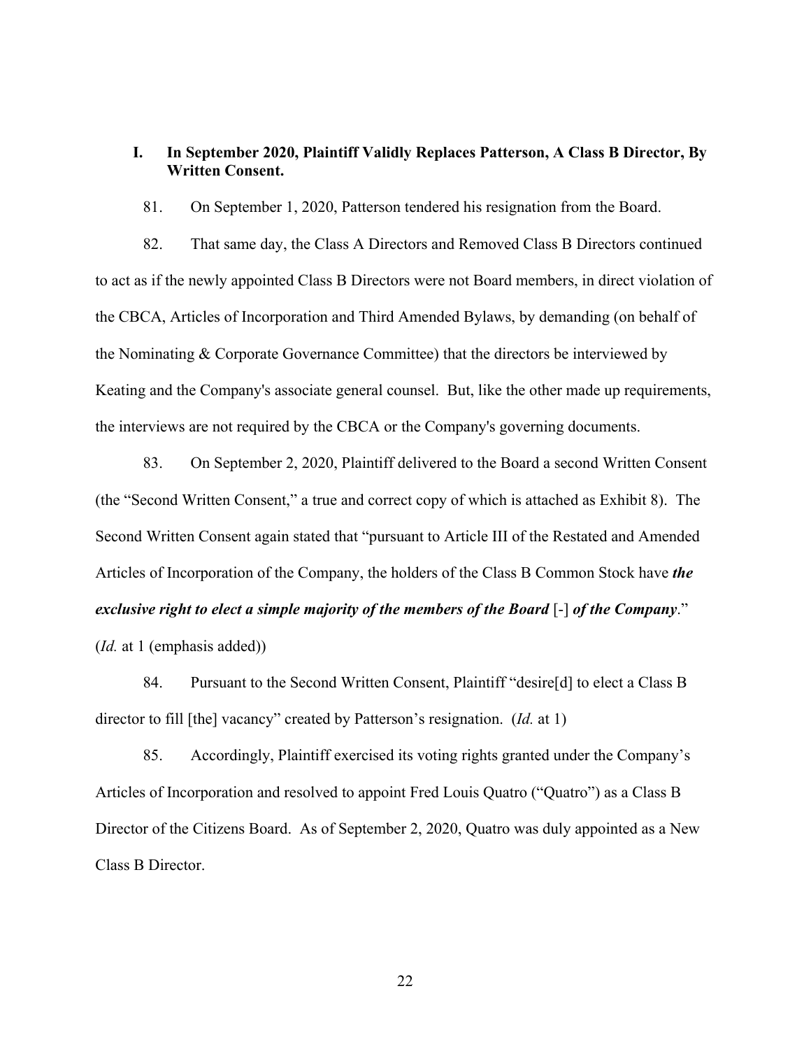## I. In September 2020, Plaintiff Validly Replaces Patterson, A Class B Director, By Written Consent.

81. On September 1, 2020, Patterson tendered his resignation from the Board.

82. That same day, the Class A Directors and Removed Class B Directors continued to act as if the newly appointed Class B Directors were not Board members, in direct violation of the CBCA, Articles of Incorporation and Third Amended Bylaws, by demanding (on behalf of the Nominating & Corporate Governance Committee) that the directors be interviewed by Keating and the Company's associate general counsel. But, like the other made up requirements, the interviews are not required by the CBCA or the Company's governing documents.

83. On September 2, 2020, Plaintiff delivered to the Board a second Written Consent (the "Second Written Consent," a true and correct copy of which is attached as Exhibit 8). The Second Written Consent again stated that "pursuant to Article III of the Restated and Amended Articles of Incorporation of the Company, the holders of the Class B Common Stock have ***the exclusive right to elect a simple majority of the members of the Board*** [-] ***of the Company***." (*Id.* at 1 (emphasis added))

84. Pursuant to the Second Written Consent, Plaintiff "desire[d] to elect a Class B director to fill [the] vacancy" created by Patterson's resignation. (*Id.* at 1)

85. Accordingly, Plaintiff exercised its voting rights granted under the Company's Articles of Incorporation and resolved to appoint Fred Louis Quatro ("Quatro") as a Class B Director of the Citizens Board. As of September 2, 2020, Quatro was duly appointed as a New Class B Director.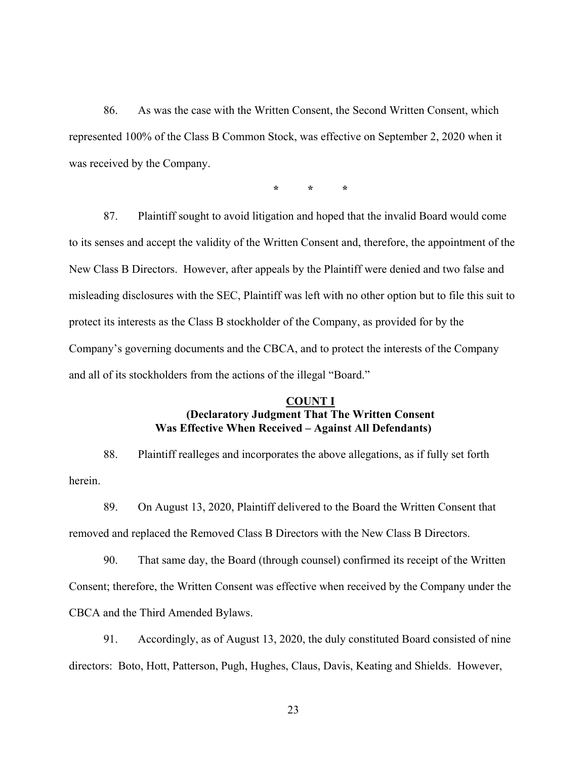86. As was the case with the Written Consent, the Second Written Consent, which represented 100% of the Class B Common Stock, was effective on September 2, 2020 when it was received by the Company.

\* \* \*

87. Plaintiff sought to avoid litigation and hoped that the invalid Board would come to its senses and accept the validity of the Written Consent and, therefore, the appointment of the New Class B Directors. However, after appeals by the Plaintiff were denied and two false and misleading disclosures with the SEC, Plaintiff was left with no other option but to file this suit to protect its interests as the Class B stockholder of the Company, as provided for by the Company's governing documents and the CBCA, and to protect the interests of the Company and all of its stockholders from the actions of the illegal "Board."

**COUNT I**
**(Declaratory Judgment That The Written Consent Was Effective When Received – Against All Defendants)**

88. Plaintiff realleges and incorporates the above allegations, as if fully set forth herein.

89. On August 13, 2020, Plaintiff delivered to the Board the Written Consent that removed and replaced the Removed Class B Directors with the New Class B Directors.

90. That same day, the Board (through counsel) confirmed its receipt of the Written Consent; therefore, the Written Consent was effective when received by the Company under the CBCA and the Third Amended Bylaws.

91. Accordingly, as of August 13, 2020, the duly constituted Board consisted of nine directors: Boto, Hott, Patterson, Pugh, Hughes, Claus, Davis, Keating and Shields. However,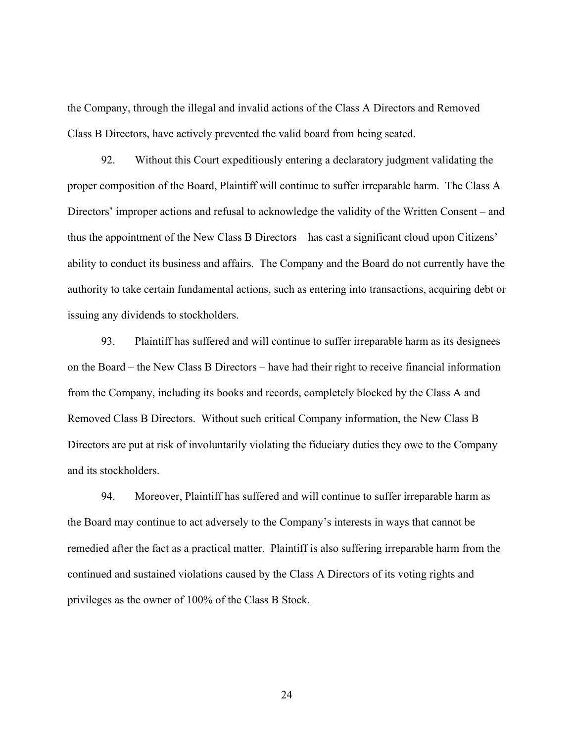the Company, through the illegal and invalid actions of the Class A Directors and Removed Class B Directors, have actively prevented the valid board from being seated.

92. Without this Court expeditiously entering a declaratory judgment validating the proper composition of the Board, Plaintiff will continue to suffer irreparable harm. The Class A Directors' improper actions and refusal to acknowledge the validity of the Written Consent – and thus the appointment of the New Class B Directors – has cast a significant cloud upon Citizens' ability to conduct its business and affairs. The Company and the Board do not currently have the authority to take certain fundamental actions, such as entering into transactions, acquiring debt or issuing any dividends to stockholders.

93. Plaintiff has suffered and will continue to suffer irreparable harm as its designees on the Board – the New Class B Directors – have had their right to receive financial information from the Company, including its books and records, completely blocked by the Class A and Removed Class B Directors. Without such critical Company information, the New Class B Directors are put at risk of involuntarily violating the fiduciary duties they owe to the Company and its stockholders.

94. Moreover, Plaintiff has suffered and will continue to suffer irreparable harm as the Board may continue to act adversely to the Company's interests in ways that cannot be remedied after the fact as a practical matter. Plaintiff is also suffering irreparable harm from the continued and sustained violations caused by the Class A Directors of its voting rights and privileges as the owner of 100% of the Class B Stock.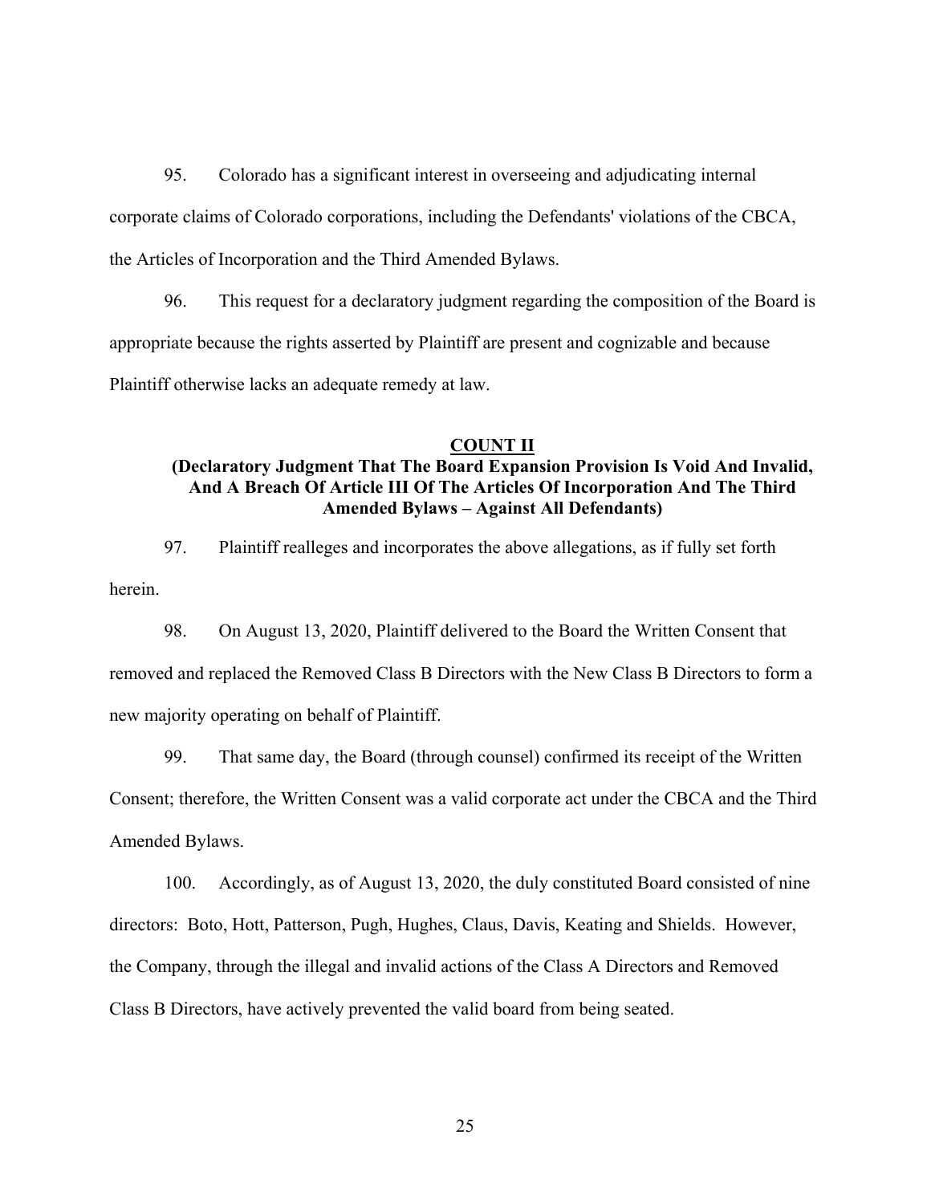95. Colorado has a significant interest in overseeing and adjudicating internal corporate claims of Colorado corporations, including the Defendants' violations of the CBCA, the Articles of Incorporation and the Third Amended Bylaws.

96. This request for a declaratory judgment regarding the composition of the Board is appropriate because the rights asserted by Plaintiff are present and cognizable and because Plaintiff otherwise lacks an adequate remedy at law.

**COUNT II**

**(Declaratory Judgment That The Board Expansion Provision Is Void And Invalid, And A Breach Of Article III Of The Articles Of Incorporation And The Third Amended Bylaws – Against All Defendants)**

97. Plaintiff realleges and incorporates the above allegations, as if fully set forth herein.

98. On August 13, 2020, Plaintiff delivered to the Board the Written Consent that removed and replaced the Removed Class B Directors with the New Class B Directors to form a new majority operating on behalf of Plaintiff.

99. That same day, the Board (through counsel) confirmed its receipt of the Written Consent; therefore, the Written Consent was a valid corporate act under the CBCA and the Third Amended Bylaws.

100. Accordingly, as of August 13, 2020, the duly constituted Board consisted of nine directors: Boto, Hott, Patterson, Pugh, Hughes, Claus, Davis, Keating and Shields. However, the Company, through the illegal and invalid actions of the Class A Directors and Removed Class B Directors, have actively prevented the valid board from being seated.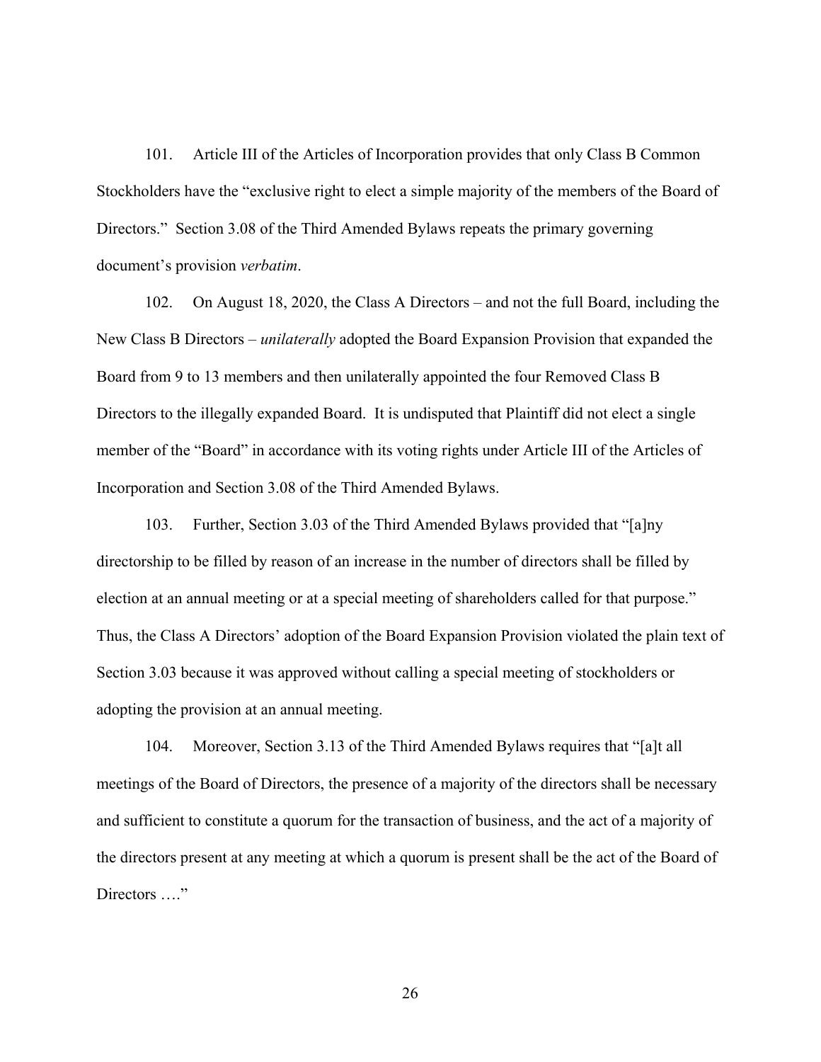101. Article III of the Articles of Incorporation provides that only Class B Common Stockholders have the "exclusive right to elect a simple majority of the members of the Board of Directors." Section 3.08 of the Third Amended Bylaws repeats the primary governing document's provision *verbatim*.

102. On August 18, 2020, the Class A Directors – and not the full Board, including the New Class B Directors – *unilaterally* adopted the Board Expansion Provision that expanded the Board from 9 to 13 members and then unilaterally appointed the four Removed Class B Directors to the illegally expanded Board. It is undisputed that Plaintiff did not elect a single member of the "Board" in accordance with its voting rights under Article III of the Articles of Incorporation and Section 3.08 of the Third Amended Bylaws.

103. Further, Section 3.03 of the Third Amended Bylaws provided that "[a]ny directorship to be filled by reason of an increase in the number of directors shall be filled by election at an annual meeting or at a special meeting of shareholders called for that purpose." Thus, the Class A Directors' adoption of the Board Expansion Provision violated the plain text of Section 3.03 because it was approved without calling a special meeting of stockholders or adopting the provision at an annual meeting.

104. Moreover, Section 3.13 of the Third Amended Bylaws requires that "[a]t all meetings of the Board of Directors, the presence of a majority of the directors shall be necessary and sufficient to constitute a quorum for the transaction of business, and the act of a majority of the directors present at any meeting at which a quorum is present shall be the act of the Board of Directors …."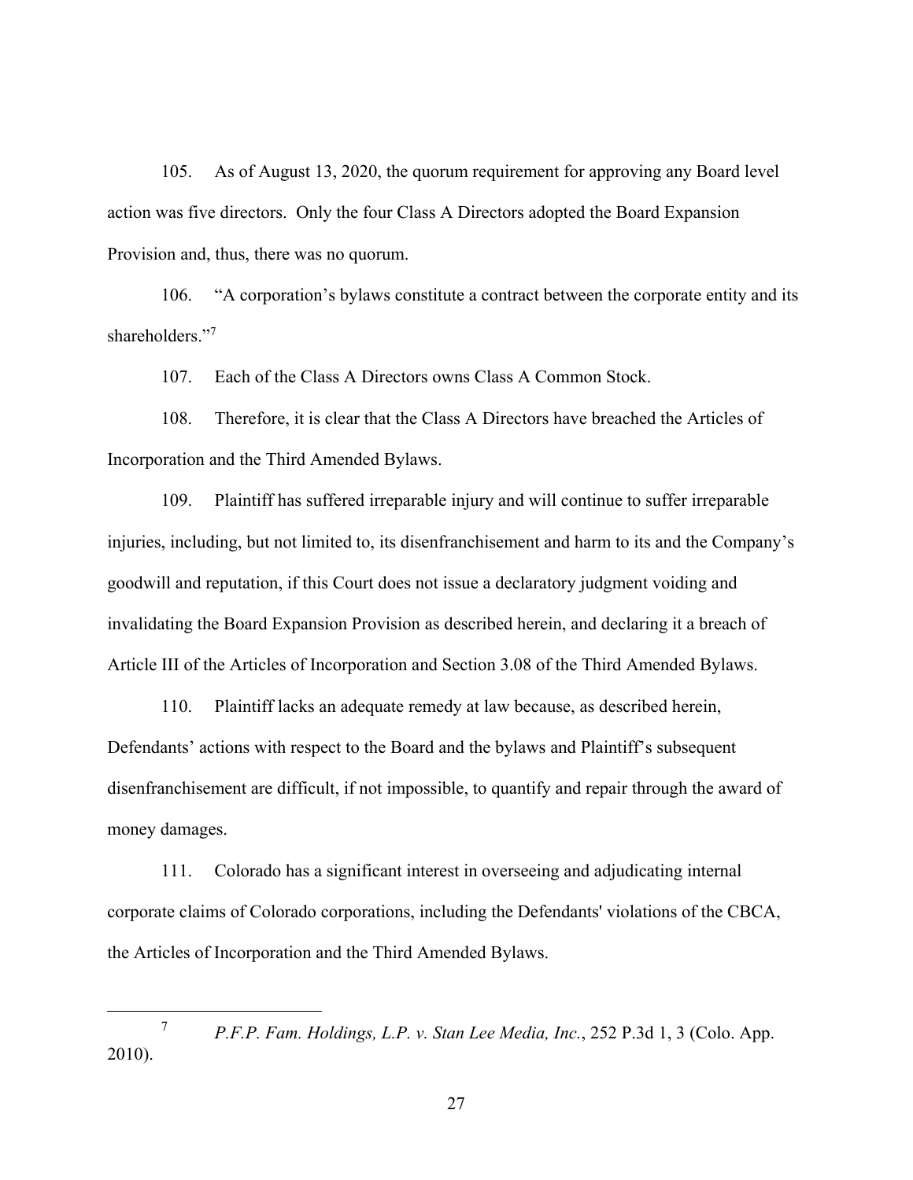105. As of August 13, 2020, the quorum requirement for approving any Board level action was five directors. Only the four Class A Directors adopted the Board Expansion Provision and, thus, there was no quorum.

106. "A corporation's bylaws constitute a contract between the corporate entity and its shareholders."[7]

107. Each of the Class A Directors owns Class A Common Stock.

108. Therefore, it is clear that the Class A Directors have breached the Articles of Incorporation and the Third Amended Bylaws.

109. Plaintiff has suffered irreparable injury and will continue to suffer irreparable injuries, including, but not limited to, its disenfranchisement and harm to its and the Company's goodwill and reputation, if this Court does not issue a declaratory judgment voiding and invalidating the Board Expansion Provision as described herein, and declaring it a breach of Article III of the Articles of Incorporation and Section 3.08 of the Third Amended Bylaws.

110. Plaintiff lacks an adequate remedy at law because, as described herein, Defendants' actions with respect to the Board and the bylaws and Plaintiff's subsequent disenfranchisement are difficult, if not impossible, to quantify and repair through the award of money damages.

111. Colorado has a significant interest in overseeing and adjudicating internal corporate claims of Colorado corporations, including the Defendants' violations of the CBCA, the Articles of Incorporation and the Third Amended Bylaws.

---

[7] *P.F.P. Fam. Holdings, L.P. v. Stan Lee Media, Inc.*, 252 P.3d 1, 3 (Colo. App. 2010).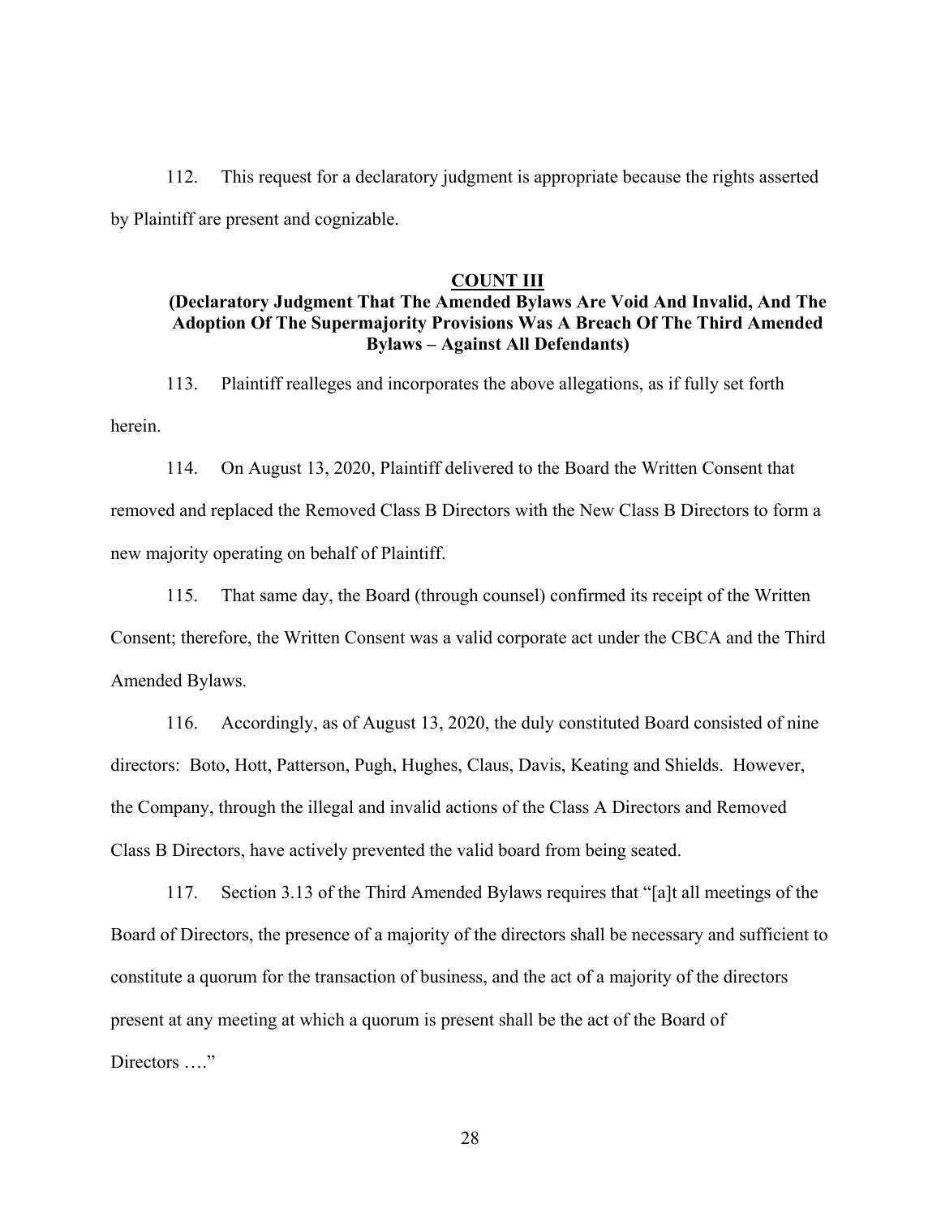112. This request for a declaratory judgment is appropriate because the rights asserted by Plaintiff are present and cognizable.

**COUNT III**

**(Declaratory Judgment That The Amended Bylaws Are Void And Invalid, And The Adoption Of The Supermajority Provisions Was A Breach Of The Third Amended Bylaws – Against All Defendants)**

113. Plaintiff realleges and incorporates the above allegations, as if fully set forth herein.

114. On August 13, 2020, Plaintiff delivered to the Board the Written Consent that removed and replaced the Removed Class B Directors with the New Class B Directors to form a new majority operating on behalf of Plaintiff.

115. That same day, the Board (through counsel) confirmed its receipt of the Written Consent; therefore, the Written Consent was a valid corporate act under the CBCA and the Third Amended Bylaws.

116. Accordingly, as of August 13, 2020, the duly constituted Board consisted of nine directors: Boto, Hott, Patterson, Pugh, Hughes, Claus, Davis, Keating and Shields. However, the Company, through the illegal and invalid actions of the Class A Directors and Removed Class B Directors, have actively prevented the valid board from being seated.

117. Section 3.13 of the Third Amended Bylaws requires that "[a]t all meetings of the Board of Directors, the presence of a majority of the directors shall be necessary and sufficient to constitute a quorum for the transaction of business, and the act of a majority of the directors present at any meeting at which a quorum is present shall be the act of the Board of Directors …."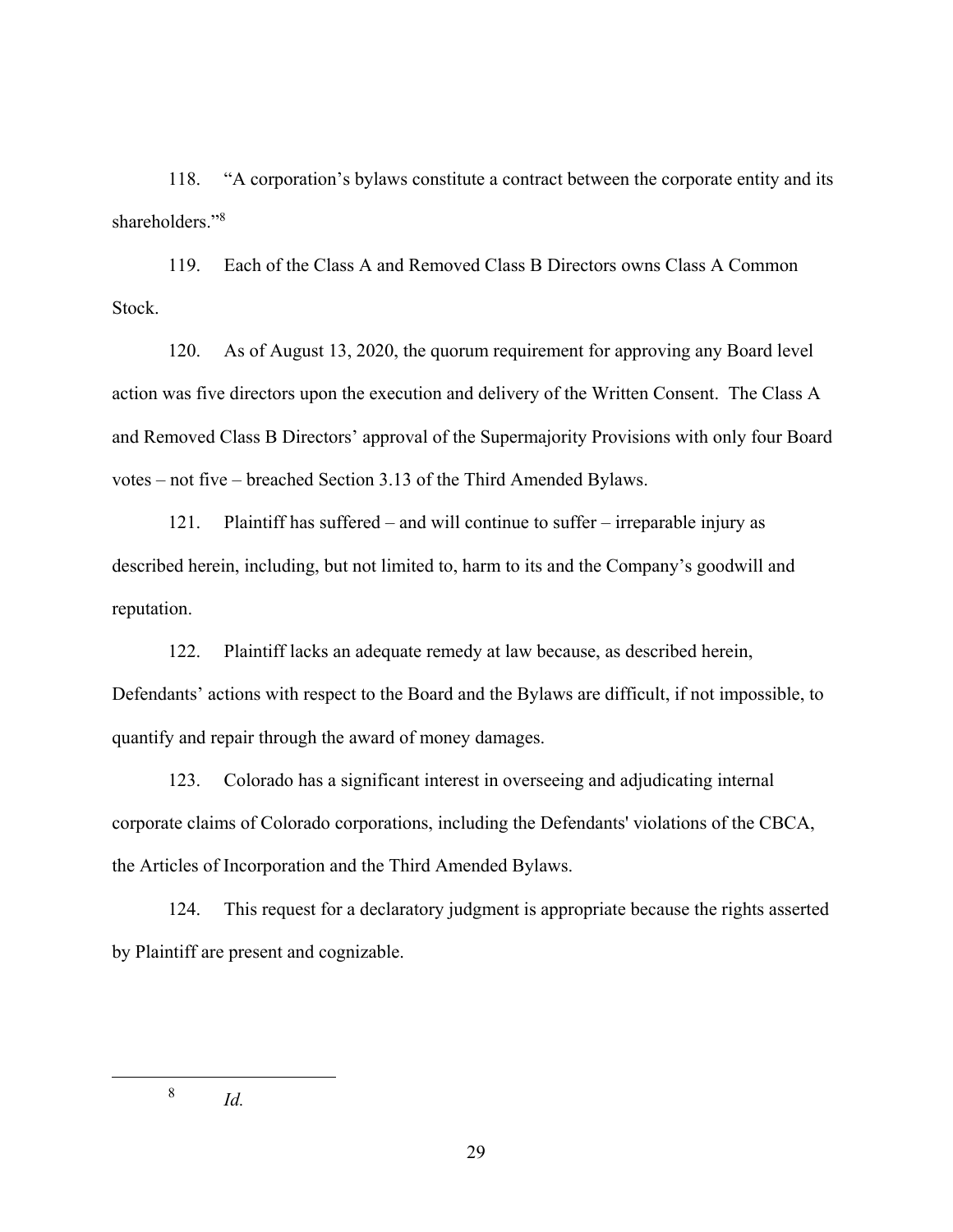118. "A corporation's bylaws constitute a contract between the corporate entity and its shareholders."[8]

119. Each of the Class A and Removed Class B Directors owns Class A Common Stock.

120. As of August 13, 2020, the quorum requirement for approving any Board level action was five directors upon the execution and delivery of the Written Consent. The Class A and Removed Class B Directors' approval of the Supermajority Provisions with only four Board votes – not five – breached Section 3.13 of the Third Amended Bylaws.

121. Plaintiff has suffered – and will continue to suffer – irreparable injury as described herein, including, but not limited to, harm to its and the Company's goodwill and reputation.

122. Plaintiff lacks an adequate remedy at law because, as described herein, Defendants' actions with respect to the Board and the Bylaws are difficult, if not impossible, to quantify and repair through the award of money damages.

123. Colorado has a significant interest in overseeing and adjudicating internal corporate claims of Colorado corporations, including the Defendants' violations of the CBCA, the Articles of Incorporation and the Third Amended Bylaws.

124. This request for a declaratory judgment is appropriate because the rights asserted by Plaintiff are present and cognizable.

---

[8] *Id.*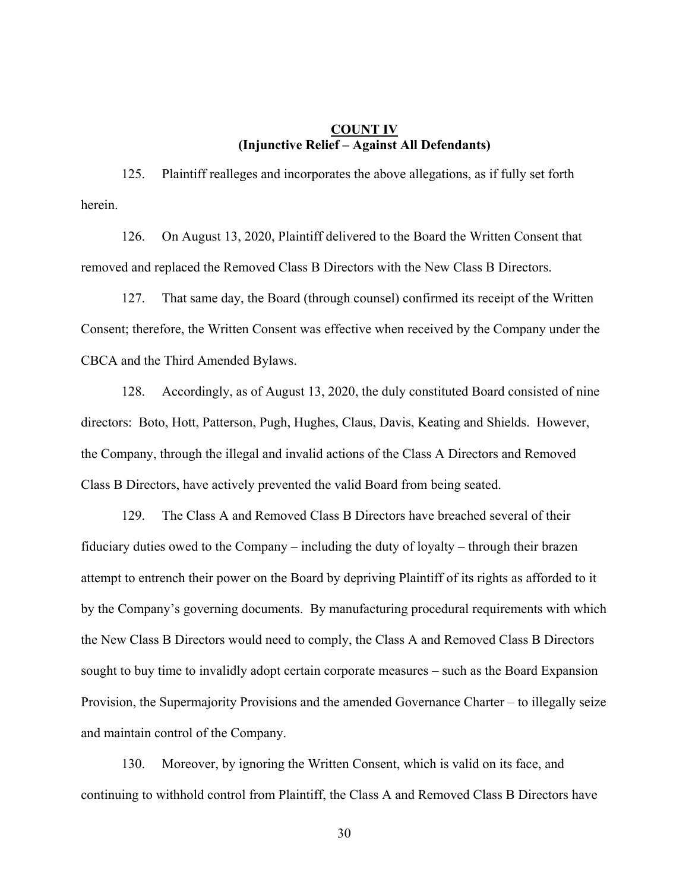**COUNT IV**
**(Injunctive Relief – Against All Defendants)**

125. Plaintiff realleges and incorporates the above allegations, as if fully set forth herein.

126. On August 13, 2020, Plaintiff delivered to the Board the Written Consent that removed and replaced the Removed Class B Directors with the New Class B Directors.

127. That same day, the Board (through counsel) confirmed its receipt of the Written Consent; therefore, the Written Consent was effective when received by the Company under the CBCA and the Third Amended Bylaws.

128. Accordingly, as of August 13, 2020, the duly constituted Board consisted of nine directors: Boto, Hott, Patterson, Pugh, Hughes, Claus, Davis, Keating and Shields. However, the Company, through the illegal and invalid actions of the Class A Directors and Removed Class B Directors, have actively prevented the valid Board from being seated.

129. The Class A and Removed Class B Directors have breached several of their fiduciary duties owed to the Company – including the duty of loyalty – through their brazen attempt to entrench their power on the Board by depriving Plaintiff of its rights as afforded to it by the Company's governing documents. By manufacturing procedural requirements with which the New Class B Directors would need to comply, the Class A and Removed Class B Directors sought to buy time to invalidly adopt certain corporate measures – such as the Board Expansion Provision, the Supermajority Provisions and the amended Governance Charter – to illegally seize and maintain control of the Company.

130. Moreover, by ignoring the Written Consent, which is valid on its face, and continuing to withhold control from Plaintiff, the Class A and Removed Class B Directors have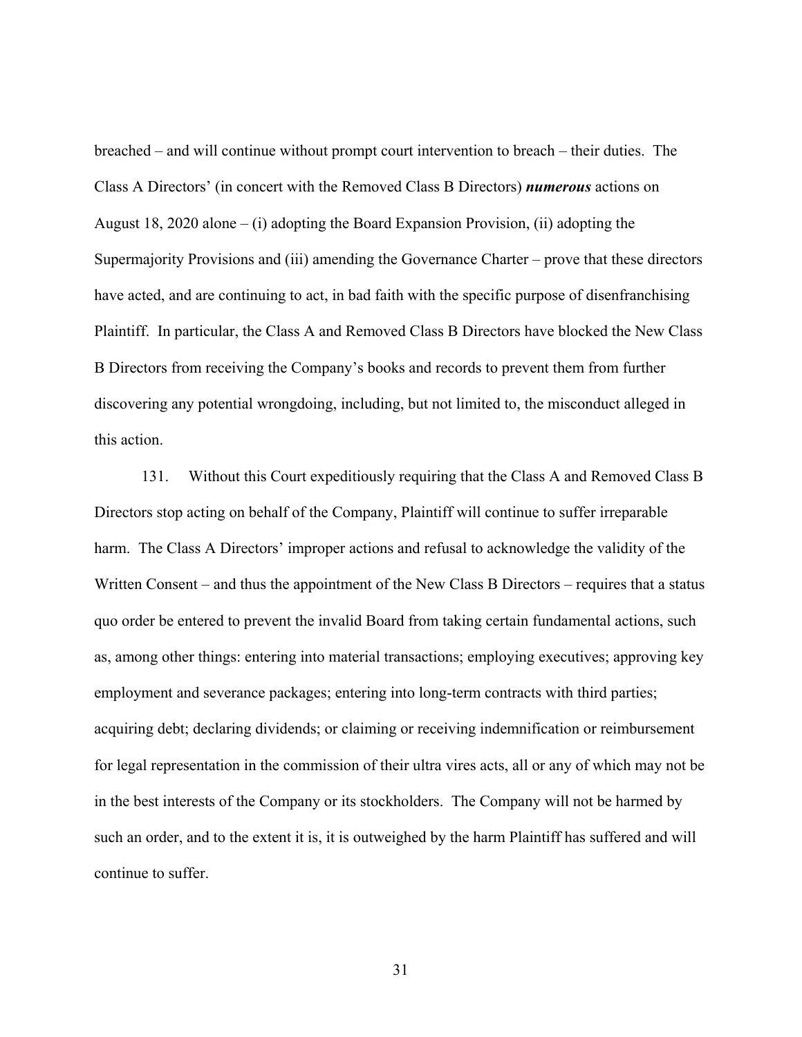breached – and will continue without prompt court intervention to breach – their duties. The Class A Directors' (in concert with the Removed Class B Directors) ***numerous*** actions on August 18, 2020 alone – (i) adopting the Board Expansion Provision, (ii) adopting the Supermajority Provisions and (iii) amending the Governance Charter – prove that these directors have acted, and are continuing to act, in bad faith with the specific purpose of disenfranchising Plaintiff. In particular, the Class A and Removed Class B Directors have blocked the New Class B Directors from receiving the Company's books and records to prevent them from further discovering any potential wrongdoing, including, but not limited to, the misconduct alleged in this action.

131. Without this Court expeditiously requiring that the Class A and Removed Class B Directors stop acting on behalf of the Company, Plaintiff will continue to suffer irreparable harm. The Class A Directors' improper actions and refusal to acknowledge the validity of the Written Consent – and thus the appointment of the New Class B Directors – requires that a status quo order be entered to prevent the invalid Board from taking certain fundamental actions, such as, among other things: entering into material transactions; employing executives; approving key employment and severance packages; entering into long-term contracts with third parties; acquiring debt; declaring dividends; or claiming or receiving indemnification or reimbursement for legal representation in the commission of their ultra vires acts, all or any of which may not be in the best interests of the Company or its stockholders. The Company will not be harmed by such an order, and to the extent it is, it is outweighed by the harm Plaintiff has suffered and will continue to suffer.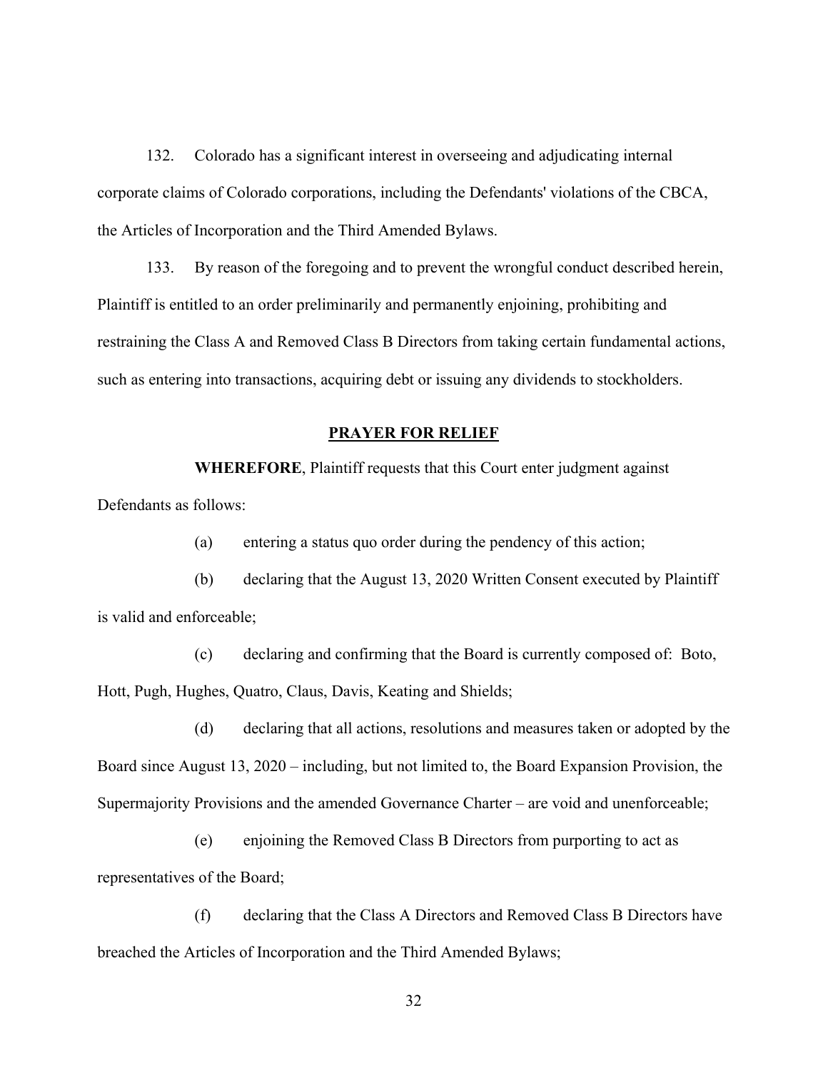132. Colorado has a significant interest in overseeing and adjudicating internal corporate claims of Colorado corporations, including the Defendants' violations of the CBCA, the Articles of Incorporation and the Third Amended Bylaws.

133. By reason of the foregoing and to prevent the wrongful conduct described herein, Plaintiff is entitled to an order preliminarily and permanently enjoining, prohibiting and restraining the Class A and Removed Class B Directors from taking certain fundamental actions, such as entering into transactions, acquiring debt or issuing any dividends to stockholders.

## PRAYER FOR RELIEF

**WHEREFORE**, Plaintiff requests that this Court enter judgment against Defendants as follows:

(a) entering a status quo order during the pendency of this action;

(b) declaring that the August 13, 2020 Written Consent executed by Plaintiff is valid and enforceable;

(c) declaring and confirming that the Board is currently composed of: Boto, Hott, Pugh, Hughes, Quatro, Claus, Davis, Keating and Shields;

(d) declaring that all actions, resolutions and measures taken or adopted by the Board since August 13, 2020 – including, but not limited to, the Board Expansion Provision, the Supermajority Provisions and the amended Governance Charter – are void and unenforceable;

(e) enjoining the Removed Class B Directors from purporting to act as representatives of the Board;

(f) declaring that the Class A Directors and Removed Class B Directors have breached the Articles of Incorporation and the Third Amended Bylaws;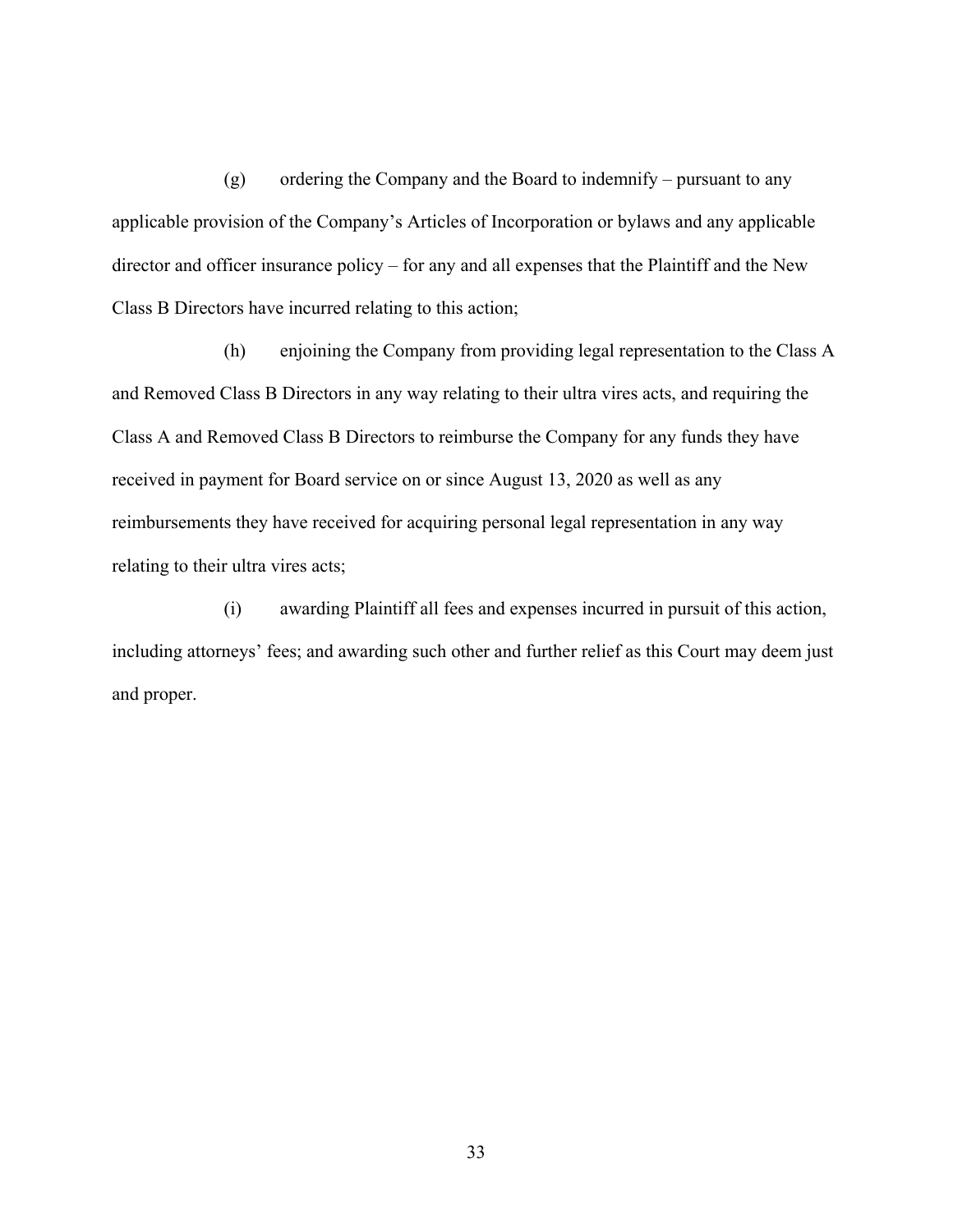(g) ordering the Company and the Board to indemnify – pursuant to any applicable provision of the Company's Articles of Incorporation or bylaws and any applicable director and officer insurance policy – for any and all expenses that the Plaintiff and the New Class B Directors have incurred relating to this action;

(h) enjoining the Company from providing legal representation to the Class A and Removed Class B Directors in any way relating to their ultra vires acts, and requiring the Class A and Removed Class B Directors to reimburse the Company for any funds they have received in payment for Board service on or since August 13, 2020 as well as any reimbursements they have received for acquiring personal legal representation in any way relating to their ultra vires acts;

(i) awarding Plaintiff all fees and expenses incurred in pursuit of this action, including attorneys' fees; and awarding such other and further relief as this Court may deem just and proper.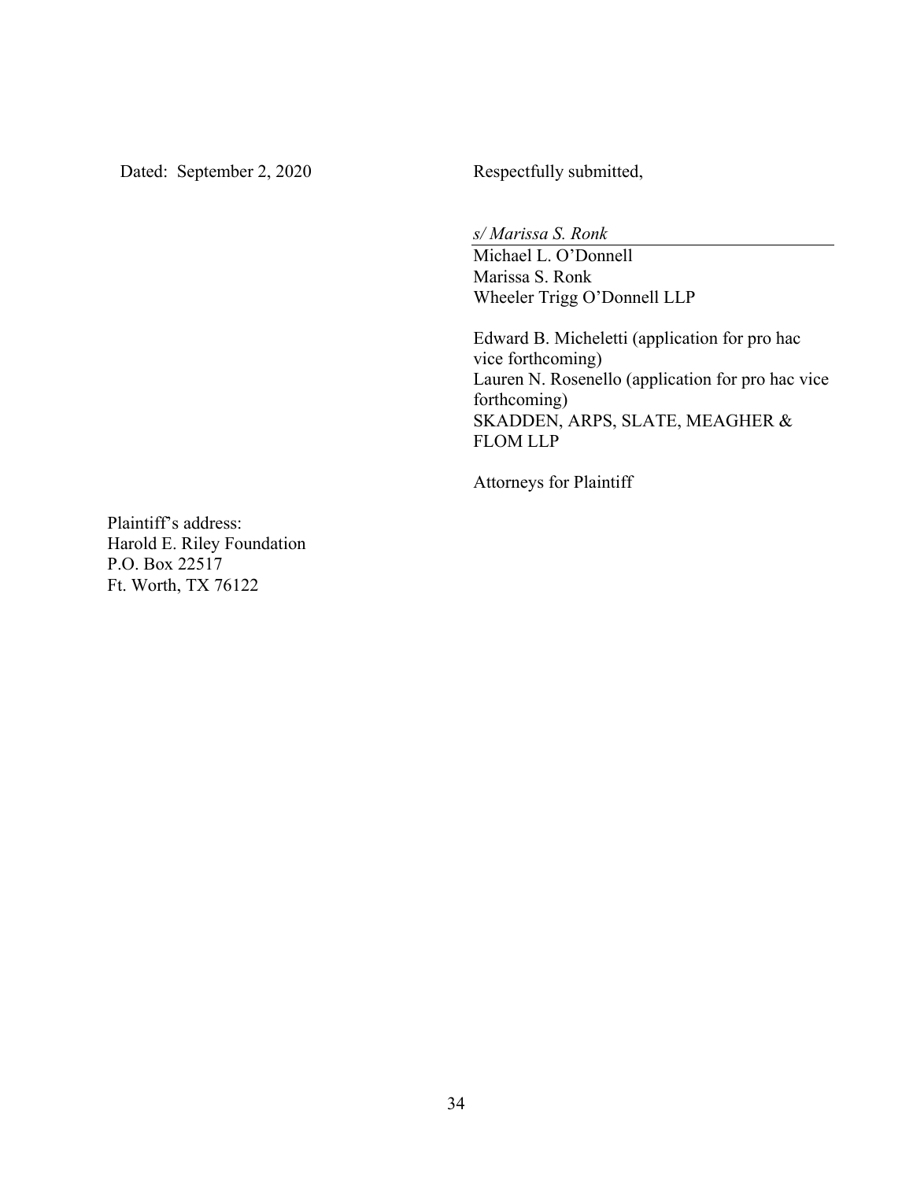Dated: September 2, 2020

Respectfully submitted,

*s/ Marissa S. Ronk*

Michael L. O'Donnell
Marissa S. Ronk
Wheeler Trigg O'Donnell LLP

Edward B. Micheletti (application for pro hac vice forthcoming)
Lauren N. Rosenello (application for pro hac vice forthcoming)
SKADDEN, ARPS, SLATE, MEAGHER & FLOM LLP

Attorneys for Plaintiff

Plaintiff's address:
Harold E. Riley Foundation
P.O. Box 22517
Ft. Worth, TX 76122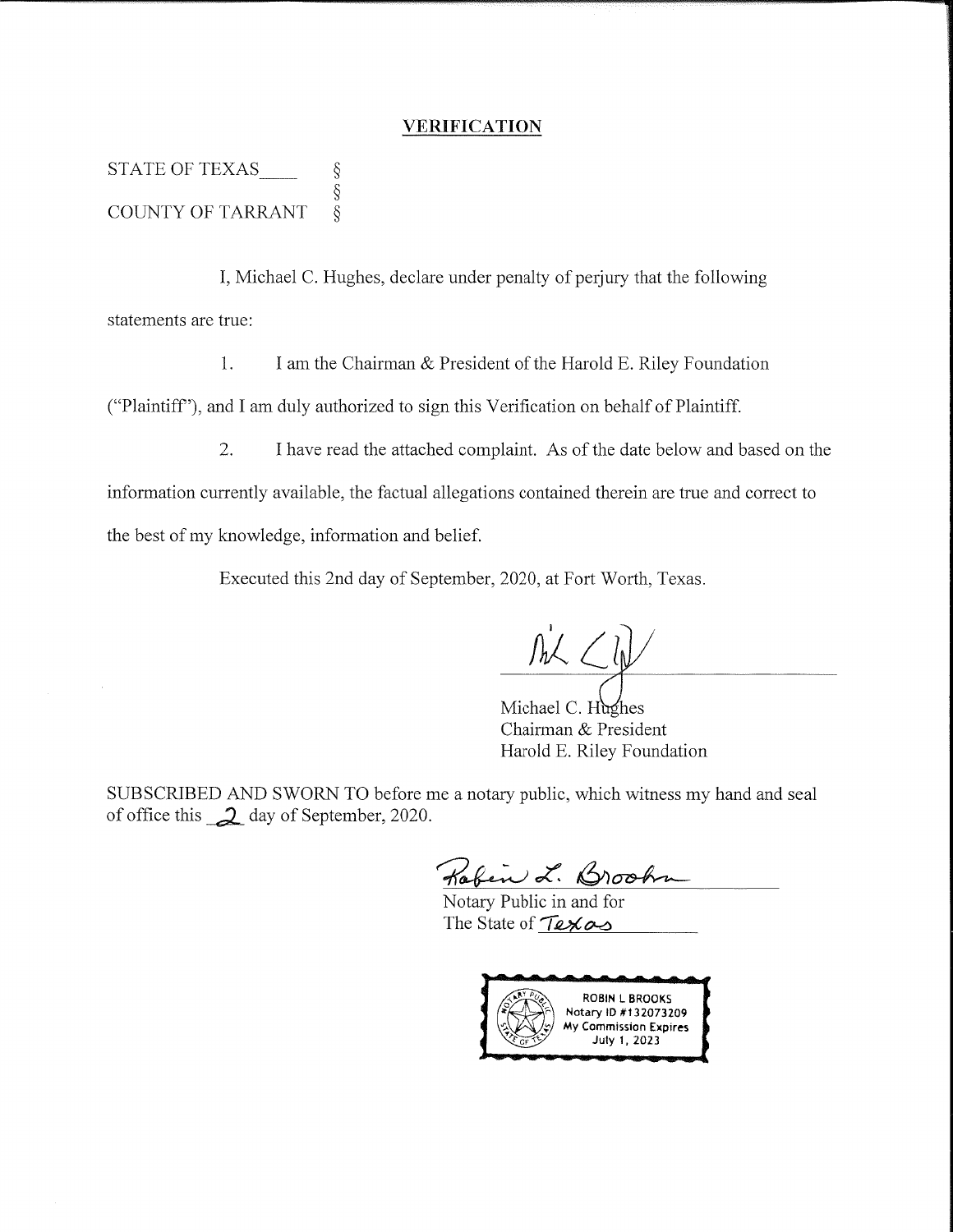## VERIFICATION

STATE OF TEXAS____ §
§
COUNTY OF TARRANT §

I, Michael C. Hughes, declare under penalty of perjury that the following statements are true:

1. I am the Chairman & President of the Harold E. Riley Foundation ("Plaintiff"), and I am duly authorized to sign this Verification on behalf of Plaintiff.

2. I have read the attached complaint. As of the date below and based on the information currently available, the factual allegations contained therein are true and correct to the best of my knowledge, information and belief.

Executed this 2nd day of September, 2020, at Fort Worth, Texas.

Michael C. Hughes
Chairman & President
Harold E. Riley Foundation

SUBSCRIBED AND SWORN TO before me a notary public, which witness my hand and seal of office this 2 day of September, 2020.

Robin L. Brooks
Notary Public in and for
The State of Texas

ROBIN L BROOKS
Notary ID #132073209
My Commission Expires
July 1, 2023